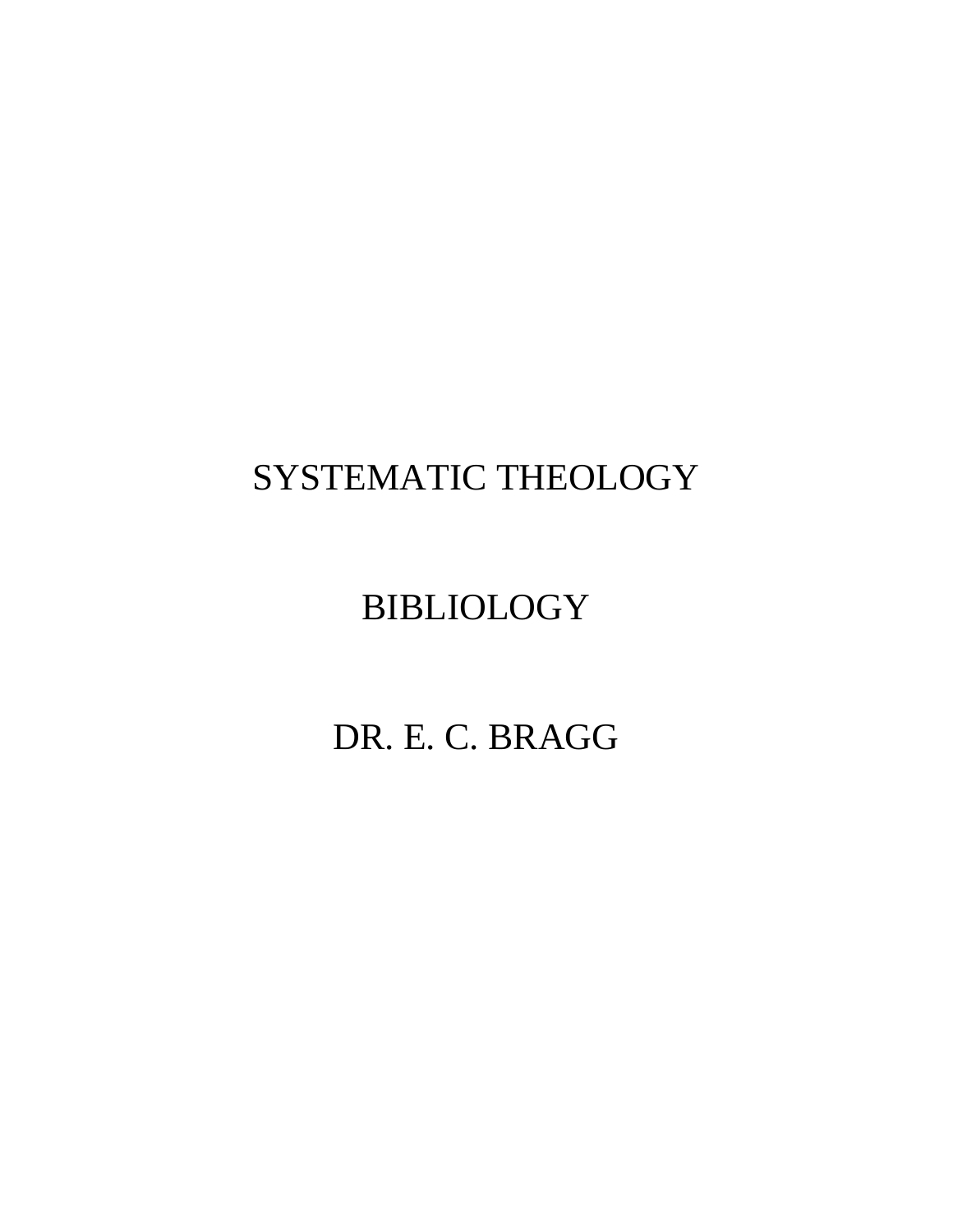# SYSTEMATIC THEOLOGY

# BIBLIOLOGY

DR. E. C. BRAGG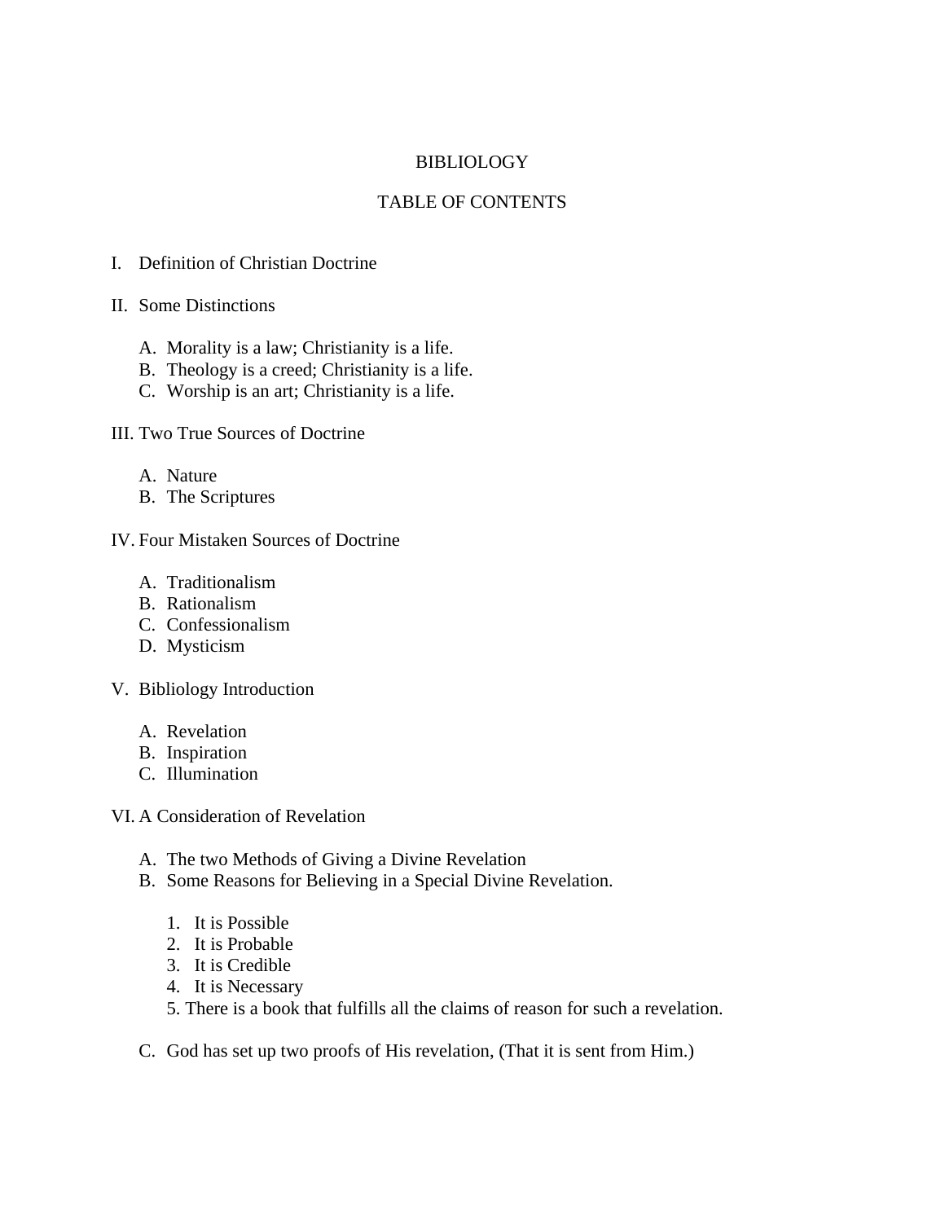# BIBLIOLOGY

## TABLE OF CONTENTS

I. Definition of Christian Doctrine

II. Some Distinctions

- A. Morality is a law; Christianity is a life.
- B. Theology is a creed; Christianity is a life.
- C. Worship is an art; Christianity is a life.

III. Two True Sources of Doctrine

- A. Nature
- B. The Scriptures

IV. Four Mistaken Sources of Doctrine

- A. Traditionalism
- B. Rationalism
- C. Confessionalism
- D. Mysticism

V. Bibliology Introduction

- A. Revelation
- B. Inspiration
- C. Illumination

VI. A Consideration of Revelation

- A. The two Methods of Giving a Divine Revelation
- B. Some Reasons for Believing in a Special Divine Revelation.
  1. It is Possible
  2. It is Probable
  3. It is Credible
  4. It is Necessary
  5. There is a book that fulfills all the claims of reason for such a revelation.
- C. God has set up two proofs of His revelation, (That it is sent from Him.)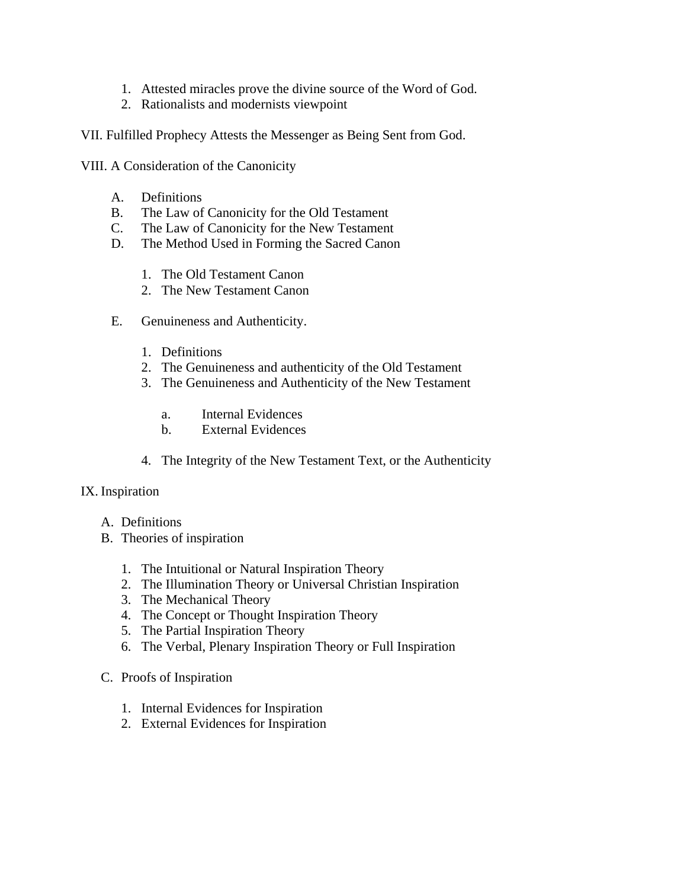1. Attested miracles prove the divine source of the Word of God.
2. Rationalists and modernists viewpoint

VII. Fulfilled Prophecy Attests the Messenger as Being Sent from God.

VIII. A Consideration of the Canonicity

- A. Definitions
- B. The Law of Canonicity for the Old Testament
- C. The Law of Canonicity for the New Testament
- D. The Method Used in Forming the Sacred Canon
    1. The Old Testament Canon
    2. The New Testament Canon
- E. Genuineness and Authenticity.
    1. Definitions
    2. The Genuineness and authenticity of the Old Testament
    3. The Genuineness and Authenticity of the New Testament
        - a. Internal Evidences
        - b. External Evidences
    4. The Integrity of the New Testament Text, or the Authenticity

IX. Inspiration

- A. Definitions
- B. Theories of inspiration
    1. The Intuitional or Natural Inspiration Theory
    2. The Illumination Theory or Universal Christian Inspiration
    3. The Mechanical Theory
    4. The Concept or Thought Inspiration Theory
    5. The Partial Inspiration Theory
    6. The Verbal, Plenary Inspiration Theory or Full Inspiration
- C. Proofs of Inspiration
    1. Internal Evidences for Inspiration
    2. External Evidences for Inspiration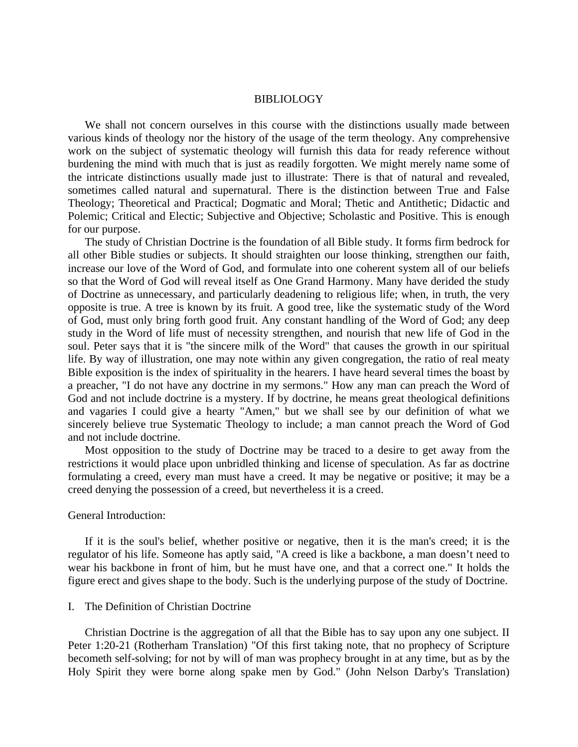# BIBLIOLOGY

We shall not concern ourselves in this course with the distinctions usually made between various kinds of theology nor the history of the usage of the term theology. Any comprehensive work on the subject of systematic theology will furnish this data for ready reference without burdening the mind with much that is just as readily forgotten. We might merely name some of the intricate distinctions usually made just to illustrate: There is that of natural and revealed, sometimes called natural and supernatural. There is the distinction between True and False Theology; Theoretical and Practical; Dogmatic and Moral; Thetic and Antithetic; Didactic and Polemic; Critical and Electic; Subjective and Objective; Scholastic and Positive. This is enough for our purpose.

The study of Christian Doctrine is the foundation of all Bible study. It forms firm bedrock for all other Bible studies or subjects. It should straighten our loose thinking, strengthen our faith, increase our love of the Word of God, and formulate into one coherent system all of our beliefs so that the Word of God will reveal itself as One Grand Harmony. Many have derided the study of Doctrine as unnecessary, and particularly deadening to religious life; when, in truth, the very opposite is true. A tree is known by its fruit. A good tree, like the systematic study of the Word of God, must only bring forth good fruit. Any constant handling of the Word of God; any deep study in the Word of life must of necessity strengthen, and nourish that new life of God in the soul. Peter says that it is "the sincere milk of the Word" that causes the growth in our spiritual life. By way of illustration, one may note within any given congregation, the ratio of real meaty Bible exposition is the index of spirituality in the hearers. I have heard several times the boast by a preacher, "I do not have any doctrine in my sermons." How any man can preach the Word of God and not include doctrine is a mystery. If by doctrine, he means great theological definitions and vagaries I could give a hearty "Amen," but we shall see by our definition of what we sincerely believe true Systematic Theology to include; a man cannot preach the Word of God and not include doctrine.

Most opposition to the study of Doctrine may be traced to a desire to get away from the restrictions it would place upon unbridled thinking and license of speculation. As far as doctrine formulating a creed, every man must have a creed. It may be negative or positive; it may be a creed denying the possession of a creed, but nevertheless it is a creed.

General Introduction:

If it is the soul's belief, whether positive or negative, then it is the man's creed; it is the regulator of his life. Someone has aptly said, "A creed is like a backbone, a man doesn't need to wear his backbone in front of him, but he must have one, and that a correct one." It holds the figure erect and gives shape to the body. Such is the underlying purpose of the study of Doctrine.

## I. The Definition of Christian Doctrine

Christian Doctrine is the aggregation of all that the Bible has to say upon any one subject. II Peter 1:20-21 (Rotherham Translation) "Of this first taking note, that no prophecy of Scripture becometh self-solving; for not by will of man was prophecy brought in at any time, but as by the Holy Spirit they were borne along spake men by God." (John Nelson Darby's Translation)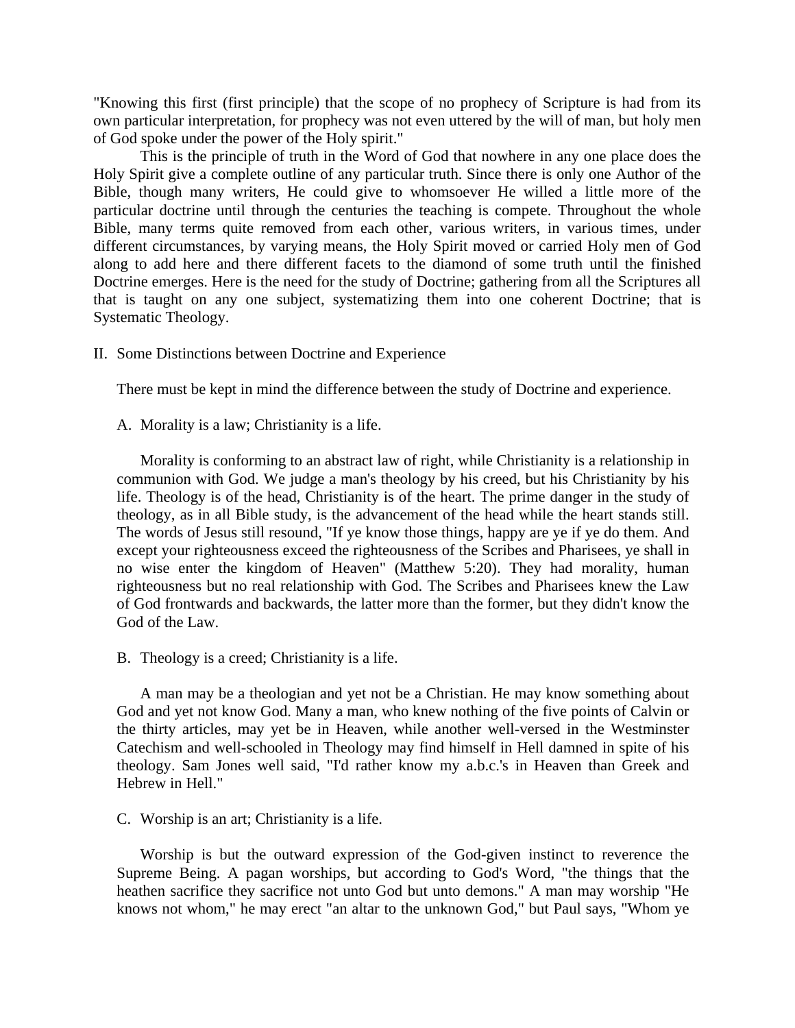"Knowing this first (first principle) that the scope of no prophecy of Scripture is had from its own particular interpretation, for prophecy was not even uttered by the will of man, but holy men of God spoke under the power of the Holy spirit."

This is the principle of truth in the Word of God that nowhere in any one place does the Holy Spirit give a complete outline of any particular truth. Since there is only one Author of the Bible, though many writers, He could give to whomsoever He willed a little more of the particular doctrine until through the centuries the teaching is compete. Throughout the whole Bible, many terms quite removed from each other, various writers, in various times, under different circumstances, by varying means, the Holy Spirit moved or carried Holy men of God along to add here and there different facets to the diamond of some truth until the finished Doctrine emerges. Here is the need for the study of Doctrine; gathering from all the Scriptures all that is taught on any one subject, systematizing them into one coherent Doctrine; that is Systematic Theology.

## II. Some Distinctions between Doctrine and Experience

There must be kept in mind the difference between the study of Doctrine and experience.

### A. Morality is a law; Christianity is a life.

Morality is conforming to an abstract law of right, while Christianity is a relationship in communion with God. We judge a man's theology by his creed, but his Christianity by his life. Theology is of the head, Christianity is of the heart. The prime danger in the study of theology, as in all Bible study, is the advancement of the head while the heart stands still. The words of Jesus still resound, "If ye know those things, happy are ye if ye do them. And except your righteousness exceed the righteousness of the Scribes and Pharisees, ye shall in no wise enter the kingdom of Heaven" (Matthew 5:20). They had morality, human righteousness but no real relationship with God. The Scribes and Pharisees knew the Law of God frontwards and backwards, the latter more than the former, but they didn't know the God of the Law.

### B. Theology is a creed; Christianity is a life.

A man may be a theologian and yet not be a Christian. He may know something about God and yet not know God. Many a man, who knew nothing of the five points of Calvin or the thirty articles, may yet be in Heaven, while another well-versed in the Westminster Catechism and well-schooled in Theology may find himself in Hell damned in spite of his theology. Sam Jones well said, "I'd rather know my a.b.c.'s in Heaven than Greek and Hebrew in Hell."

### C. Worship is an art; Christianity is a life.

Worship is but the outward expression of the God-given instinct to reverence the Supreme Being. A pagan worships, but according to God's Word, "the things that the heathen sacrifice they sacrifice not unto God but unto demons." A man may worship "He knows not whom," he may erect "an altar to the unknown God," but Paul says, "Whom ye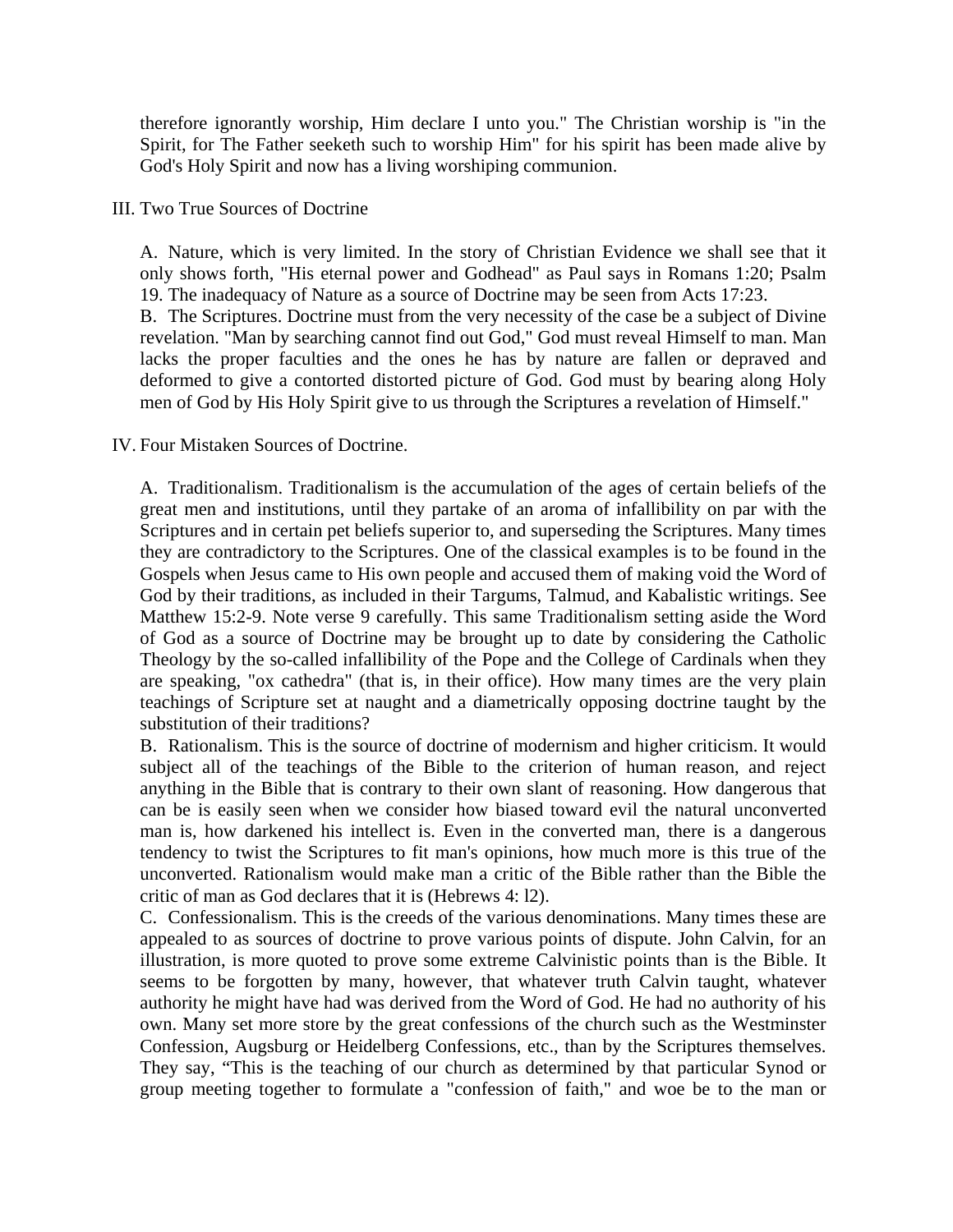therefore ignorantly worship, Him declare I unto you." The Christian worship is "in the Spirit, for The Father seeketh such to worship Him" for his spirit has been made alive by God's Holy Spirit and now has a living worshiping communion.

III. Two True Sources of Doctrine

A. Nature, which is very limited. In the story of Christian Evidence we shall see that it only shows forth, "His eternal power and Godhead" as Paul says in Romans 1:20; Psalm 19. The inadequacy of Nature as a source of Doctrine may be seen from Acts 17:23.
B. The Scriptures. Doctrine must from the very necessity of the case be a subject of Divine revelation. "Man by searching cannot find out God," God must reveal Himself to man. Man lacks the proper faculties and the ones he has by nature are fallen or depraved and deformed to give a contorted distorted picture of God. God must by bearing along Holy men of God by His Holy Spirit give to us through the Scriptures a revelation of Himself."

IV. Four Mistaken Sources of Doctrine.

A. Traditionalism. Traditionalism is the accumulation of the ages of certain beliefs of the great men and institutions, until they partake of an aroma of infallibility on par with the Scriptures and in certain pet beliefs superior to, and superseding the Scriptures. Many times they are contradictory to the Scriptures. One of the classical examples is to be found in the Gospels when Jesus came to His own people and accused them of making void the Word of God by their traditions, as included in their Targums, Talmud, and Kabalistic writings. See Matthew 15:2-9. Note verse 9 carefully. This same Traditionalism setting aside the Word of God as a source of Doctrine may be brought up to date by considering the Catholic Theology by the so-called infallibility of the Pope and the College of Cardinals when they are speaking, "ox cathedra" (that is, in their office). How many times are the very plain teachings of Scripture set at naught and a diametrically opposing doctrine taught by the substitution of their traditions?
B. Rationalism. This is the source of doctrine of modernism and higher criticism. It would subject all of the teachings of the Bible to the criterion of human reason, and reject anything in the Bible that is contrary to their own slant of reasoning. How dangerous that can be is easily seen when we consider how biased toward evil the natural unconverted man is, how darkened his intellect is. Even in the converted man, there is a dangerous tendency to twist the Scriptures to fit man's opinions, how much more is this true of the unconverted. Rationalism would make man a critic of the Bible rather than the Bible the critic of man as God declares that it is (Hebrews 4: l2).
C. Confessionalism. This is the creeds of the various denominations. Many times these are appealed to as sources of doctrine to prove various points of dispute. John Calvin, for an illustration, is more quoted to prove some extreme Calvinistic points than is the Bible. It seems to be forgotten by many, however, that whatever truth Calvin taught, whatever authority he might have had was derived from the Word of God. He had no authority of his own. Many set more store by the great confessions of the church such as the Westminster Confession, Augsburg or Heidelberg Confessions, etc., than by the Scriptures themselves. They say, “This is the teaching of our church as determined by that particular Synod or group meeting together to formulate a "confession of faith," and woe be to the man or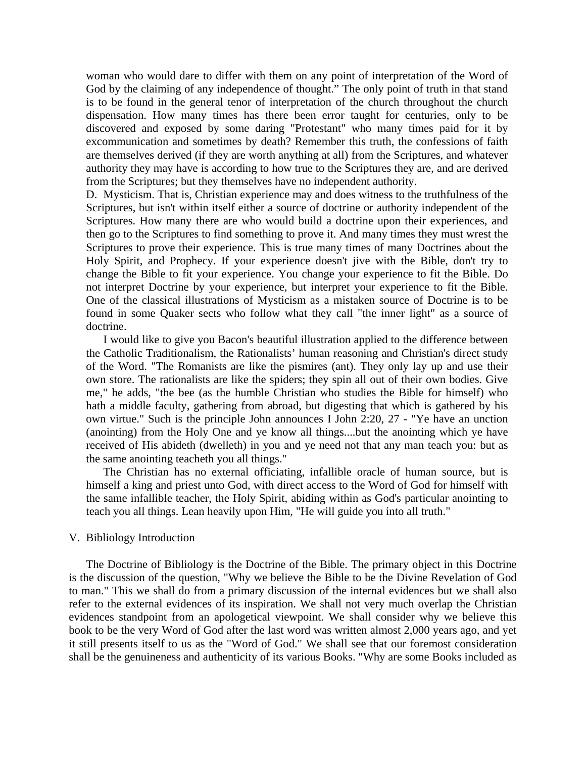woman who would dare to differ with them on any point of interpretation of the Word of God by the claiming of any independence of thought." The only point of truth in that stand is to be found in the general tenor of interpretation of the church throughout the church dispensation. How many times has there been error taught for centuries, only to be discovered and exposed by some daring "Protestant" who many times paid for it by excommunication and sometimes by death? Remember this truth, the confessions of faith are themselves derived (if they are worth anything at all) from the Scriptures, and whatever authority they may have is according to how true to the Scriptures they are, and are derived from the Scriptures; but they themselves have no independent authority.

D. Mysticism. That is, Christian experience may and does witness to the truthfulness of the Scriptures, but isn't within itself either a source of doctrine or authority independent of the Scriptures. How many there are who would build a doctrine upon their experiences, and then go to the Scriptures to find something to prove it. And many times they must wrest the Scriptures to prove their experience. This is true many times of many Doctrines about the Holy Spirit, and Prophecy. If your experience doesn't jive with the Bible, don't try to change the Bible to fit your experience. You change your experience to fit the Bible. Do not interpret Doctrine by your experience, but interpret your experience to fit the Bible. One of the classical illustrations of Mysticism as a mistaken source of Doctrine is to be found in some Quaker sects who follow what they call "the inner light" as a source of doctrine.

I would like to give you Bacon's beautiful illustration applied to the difference between the Catholic Traditionalism, the Rationalists' human reasoning and Christian's direct study of the Word. "The Romanists are like the pismires (ant). They only lay up and use their own store. The rationalists are like the spiders; they spin all out of their own bodies. Give me," he adds, "the bee (as the humble Christian who studies the Bible for himself) who hath a middle faculty, gathering from abroad, but digesting that which is gathered by his own virtue." Such is the principle John announces I John 2:20, 27 - "Ye have an unction (anointing) from the Holy One and ye know all things....but the anointing which ye have received of His abideth (dwelleth) in you and ye need not that any man teach you: but as the same anointing teacheth you all things."

The Christian has no external officiating, infallible oracle of human source, but is himself a king and priest unto God, with direct access to the Word of God for himself with the same infallible teacher, the Holy Spirit, abiding within as God's particular anointing to teach you all things. Lean heavily upon Him, "He will guide you into all truth."

## V. Bibliology Introduction

The Doctrine of Bibliology is the Doctrine of the Bible. The primary object in this Doctrine is the discussion of the question, "Why we believe the Bible to be the Divine Revelation of God to man." This we shall do from a primary discussion of the internal evidences but we shall also refer to the external evidences of its inspiration. We shall not very much overlap the Christian evidences standpoint from an apologetical viewpoint. We shall consider why we believe this book to be the very Word of God after the last word was written almost 2,000 years ago, and yet it still presents itself to us as the "Word of God." We shall see that our foremost consideration shall be the genuineness and authenticity of its various Books. "Why are some Books included as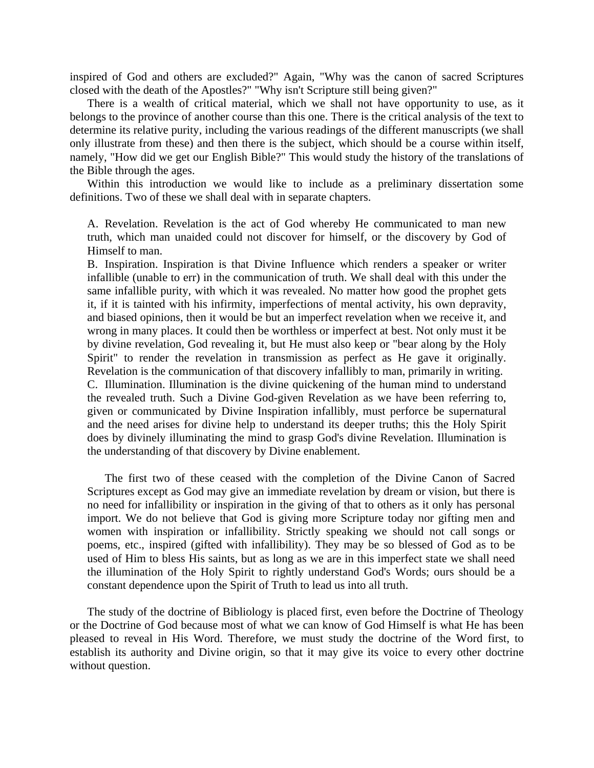inspired of God and others are excluded?" Again, "Why was the canon of sacred Scriptures closed with the death of the Apostles?" "Why isn't Scripture still being given?"

There is a wealth of critical material, which we shall not have opportunity to use, as it belongs to the province of another course than this one. There is the critical analysis of the text to determine its relative purity, including the various readings of the different manuscripts (we shall only illustrate from these) and then there is the subject, which should be a course within itself, namely, "How did we get our English Bible?" This would study the history of the translations of the Bible through the ages.

Within this introduction we would like to include as a preliminary dissertation some definitions. Two of these we shall deal with in separate chapters.

> A. Revelation. Revelation is the act of God whereby He communicated to man new truth, which man unaided could not discover for himself, or the discovery by God of Himself to man.
>
> B. Inspiration. Inspiration is that Divine Influence which renders a speaker or writer infallible (unable to err) in the communication of truth. We shall deal with this under the same infallible purity, with which it was revealed. No matter how good the prophet gets it, if it is tainted with his infirmity, imperfections of mental activity, his own depravity, and biased opinions, then it would be but an imperfect revelation when we receive it, and wrong in many places. It could then be worthless or imperfect at best. Not only must it be by divine revelation, God revealing it, but He must also keep or "bear along by the Holy Spirit" to render the revelation in transmission as perfect as He gave it originally. Revelation is the communication of that discovery infallibly to man, primarily in writing.
>
> C. Illumination. Illumination is the divine quickening of the human mind to understand the revealed truth. Such a Divine God-given Revelation as we have been referring to, given or communicated by Divine Inspiration infallibly, must perforce be supernatural and the need arises for divine help to understand its deeper truths; this the Holy Spirit does by divinely illuminating the mind to grasp God's divine Revelation. Illumination is the understanding of that discovery by Divine enablement.
>
> The first two of these ceased with the completion of the Divine Canon of Sacred Scriptures except as God may give an immediate revelation by dream or vision, but there is no need for infallibility or inspiration in the giving of that to others as it only has personal import. We do not believe that God is giving more Scripture today nor gifting men and women with inspiration or infallibility. Strictly speaking we should not call songs or poems, etc., inspired (gifted with infallibility). They may be so blessed of God as to be used of Him to bless His saints, but as long as we are in this imperfect state we shall need the illumination of the Holy Spirit to rightly understand God's Words; ours should be a constant dependence upon the Spirit of Truth to lead us into all truth.

The study of the doctrine of Bibliology is placed first, even before the Doctrine of Theology or the Doctrine of God because most of what we can know of God Himself is what He has been pleased to reveal in His Word. Therefore, we must study the doctrine of the Word first, to establish its authority and Divine origin, so that it may give its voice to every other doctrine without question.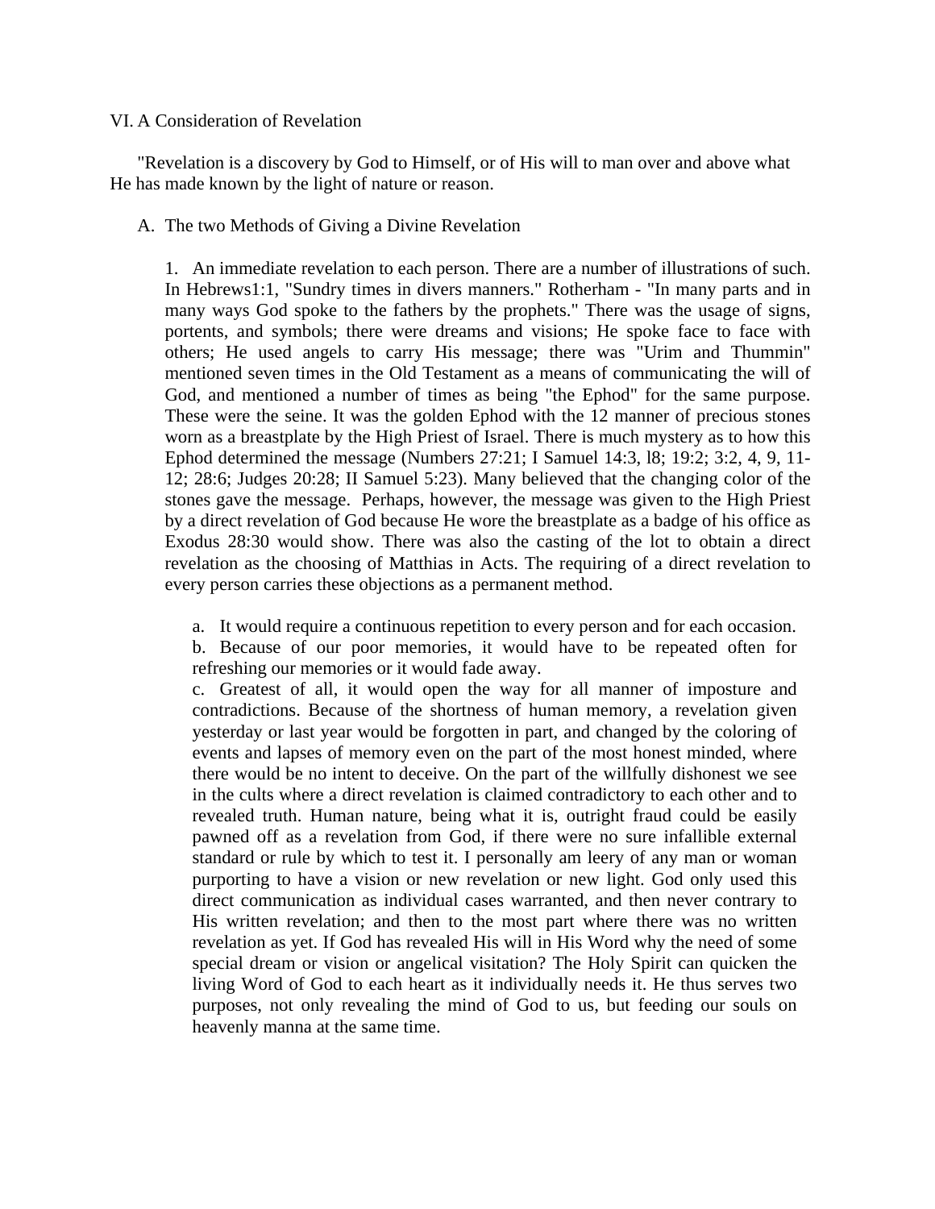VI. A Consideration of Revelation

"Revelation is a discovery by God to Himself, or of His will to man over and above what He has made known by the light of nature or reason.

A. The two Methods of Giving a Divine Revelation

1. An immediate revelation to each person. There are a number of illustrations of such. In Hebrews1:1, "Sundry times in divers manners." Rotherham - "In many parts and in many ways God spoke to the fathers by the prophets." There was the usage of signs, portents, and symbols; there were dreams and visions; He spoke face to face with others; He used angels to carry His message; there was "Urim and Thummin" mentioned seven times in the Old Testament as a means of communicating the will of God, and mentioned a number of times as being "the Ephod" for the same purpose. These were the seine. It was the golden Ephod with the 12 manner of precious stones worn as a breastplate by the High Priest of Israel. There is much mystery as to how this Ephod determined the message (Numbers 27:21; I Samuel 14:3, l8; 19:2; 3:2, 4, 9, 11-12; 28:6; Judges 20:28; II Samuel 5:23). Many believed that the changing color of the stones gave the message. Perhaps, however, the message was given to the High Priest by a direct revelation of God because He wore the breastplate as a badge of his office as Exodus 28:30 would show. There was also the casting of the lot to obtain a direct revelation as the choosing of Matthias in Acts. The requiring of a direct revelation to every person carries these objections as a permanent method.

a. It would require a continuous repetition to every person and for each occasion.
b. Because of our poor memories, it would have to be repeated often for refreshing our memories or it would fade away.
c. Greatest of all, it would open the way for all manner of imposture and contradictions. Because of the shortness of human memory, a revelation given yesterday or last year would be forgotten in part, and changed by the coloring of events and lapses of memory even on the part of the most honest minded, where there would be no intent to deceive. On the part of the willfully dishonest we see in the cults where a direct revelation is claimed contradictory to each other and to revealed truth. Human nature, being what it is, outright fraud could be easily pawned off as a revelation from God, if there were no sure infallible external standard or rule by which to test it. I personally am leery of any man or woman purporting to have a vision or new revelation or new light. God only used this direct communication as individual cases warranted, and then never contrary to His written revelation; and then to the most part where there was no written revelation as yet. If God has revealed His will in His Word why the need of some special dream or vision or angelical visitation? The Holy Spirit can quicken the living Word of God to each heart as it individually needs it. He thus serves two purposes, not only revealing the mind of God to us, but feeding our souls on heavenly manna at the same time.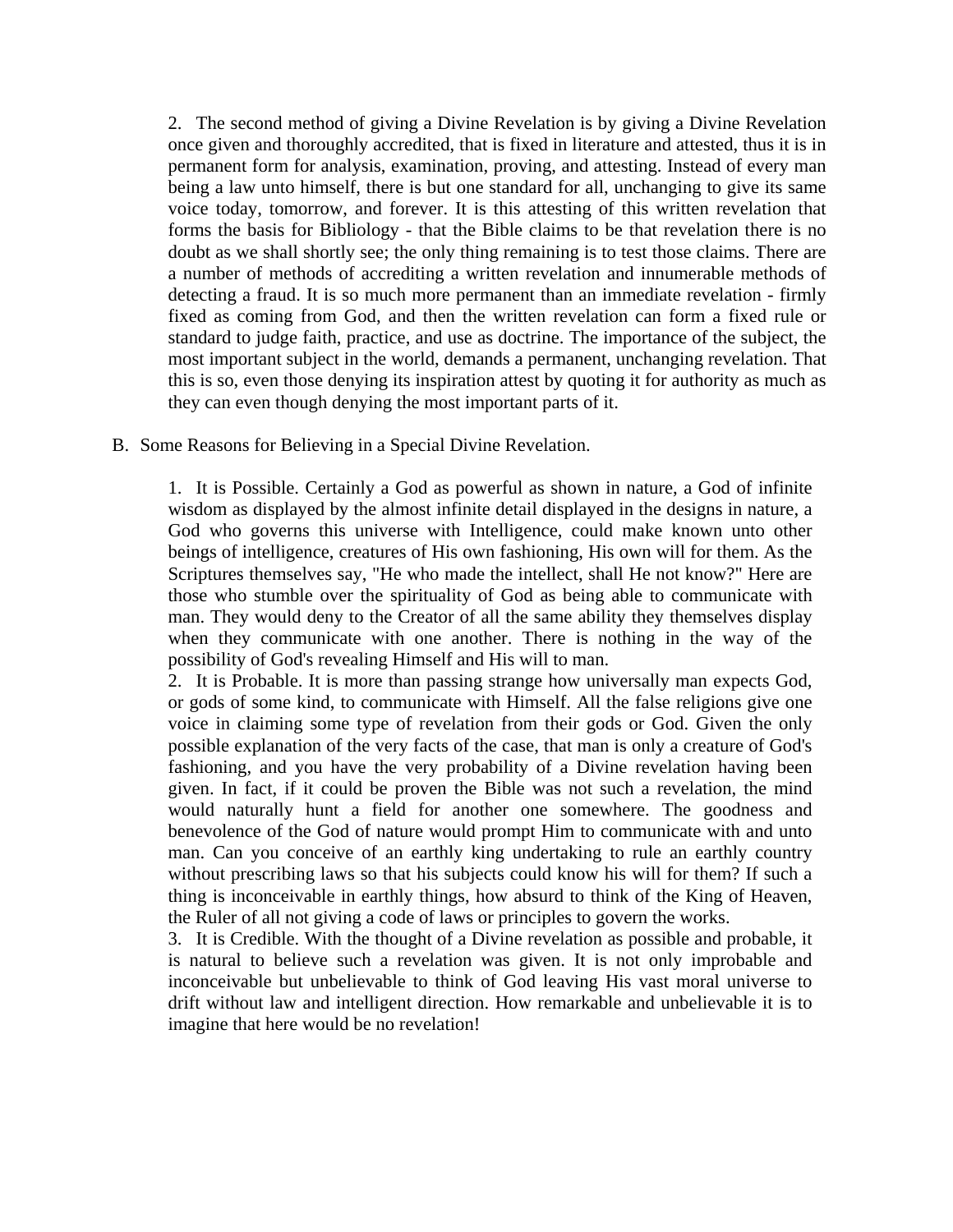2. The second method of giving a Divine Revelation is by giving a Divine Revelation once given and thoroughly accredited, that is fixed in literature and attested, thus it is in permanent form for analysis, examination, proving, and attesting. Instead of every man being a law unto himself, there is but one standard for all, unchanging to give its same voice today, tomorrow, and forever. It is this attesting of this written revelation that forms the basis for Bibliology - that the Bible claims to be that revelation there is no doubt as we shall shortly see; the only thing remaining is to test those claims. There are a number of methods of accrediting a written revelation and innumerable methods of detecting a fraud. It is so much more permanent than an immediate revelation - firmly fixed as coming from God, and then the written revelation can form a fixed rule or standard to judge faith, practice, and use as doctrine. The importance of the subject, the most important subject in the world, demands a permanent, unchanging revelation. That this is so, even those denying its inspiration attest by quoting it for authority as much as they can even though denying the most important parts of it.

B. Some Reasons for Believing in a Special Divine Revelation.

1. It is Possible. Certainly a God as powerful as shown in nature, a God of infinite wisdom as displayed by the almost infinite detail displayed in the designs in nature, a God who governs this universe with Intelligence, could make known unto other beings of intelligence, creatures of His own fashioning, His own will for them. As the Scriptures themselves say, "He who made the intellect, shall He not know?" Here are those who stumble over the spirituality of God as being able to communicate with man. They would deny to the Creator of all the same ability they themselves display when they communicate with one another. There is nothing in the way of the possibility of God's revealing Himself and His will to man.

2. It is Probable. It is more than passing strange how universally man expects God, or gods of some kind, to communicate with Himself. All the false religions give one voice in claiming some type of revelation from their gods or God. Given the only possible explanation of the very facts of the case, that man is only a creature of God's fashioning, and you have the very probability of a Divine revelation having been given. In fact, if it could be proven the Bible was not such a revelation, the mind would naturally hunt a field for another one somewhere. The goodness and benevolence of the God of nature would prompt Him to communicate with and unto man. Can you conceive of an earthly king undertaking to rule an earthly country without prescribing laws so that his subjects could know his will for them? If such a thing is inconceivable in earthly things, how absurd to think of the King of Heaven, the Ruler of all not giving a code of laws or principles to govern the works.

3. It is Credible. With the thought of a Divine revelation as possible and probable, it is natural to believe such a revelation was given. It is not only improbable and inconceivable but unbelievable to think of God leaving His vast moral universe to drift without law and intelligent direction. How remarkable and unbelievable it is to imagine that here would be no revelation!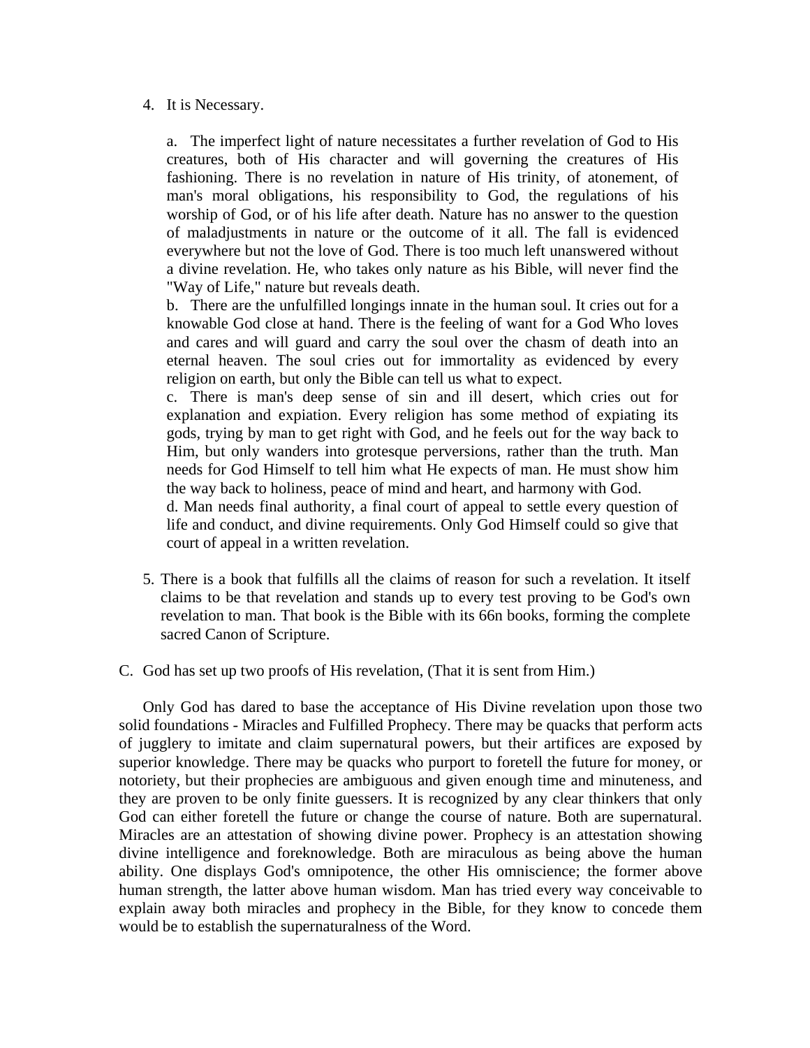4. It is Necessary.

   a. The imperfect light of nature necessitates a further revelation of God to His creatures, both of His character and will governing the creatures of His fashioning. There is no revelation in nature of His trinity, of atonement, of man's moral obligations, his responsibility to God, the regulations of his worship of God, or of his life after death. Nature has no answer to the question of maladjustments in nature or the outcome of it all. The fall is evidenced everywhere but not the love of God. There is too much left unanswered without a divine revelation. He, who takes only nature as his Bible, will never find the "Way of Life," nature but reveals death.
   b. There are the unfulfilled longings innate in the human soul. It cries out for a knowable God close at hand. There is the feeling of want for a God Who loves and cares and will guard and carry the soul over the chasm of death into an eternal heaven. The soul cries out for immortality as evidenced by every religion on earth, but only the Bible can tell us what to expect.
   c. There is man's deep sense of sin and ill desert, which cries out for explanation and expiation. Every religion has some method of expiating its gods, trying by man to get right with God, and he feels out for the way back to Him, but only wanders into grotesque perversions, rather than the truth. Man needs for God Himself to tell him what He expects of man. He must show him the way back to holiness, peace of mind and heart, and harmony with God.
   d. Man needs final authority, a final court of appeal to settle every question of life and conduct, and divine requirements. Only God Himself could so give that court of appeal in a written revelation.

5. There is a book that fulfills all the claims of reason for such a revelation. It itself claims to be that revelation and stands up to every test proving to be God's own revelation to man. That book is the Bible with its 66n books, forming the complete sacred Canon of Scripture.

C. God has set up two proofs of His revelation, (That it is sent from Him.)

Only God has dared to base the acceptance of His Divine revelation upon those two solid foundations - Miracles and Fulfilled Prophecy. There may be quacks that perform acts of jugglery to imitate and claim supernatural powers, but their artifices are exposed by superior knowledge. There may be quacks who purport to foretell the future for money, or notoriety, but their prophecies are ambiguous and given enough time and minuteness, and they are proven to be only finite guessers. It is recognized by any clear thinkers that only God can either foretell the future or change the course of nature. Both are supernatural. Miracles are an attestation of showing divine power. Prophecy is an attestation showing divine intelligence and foreknowledge. Both are miraculous as being above the human ability. One displays God's omnipotence, the other His omniscience; the former above human strength, the latter above human wisdom. Man has tried every way conceivable to explain away both miracles and prophecy in the Bible, for they know to concede them would be to establish the supernaturalness of the Word.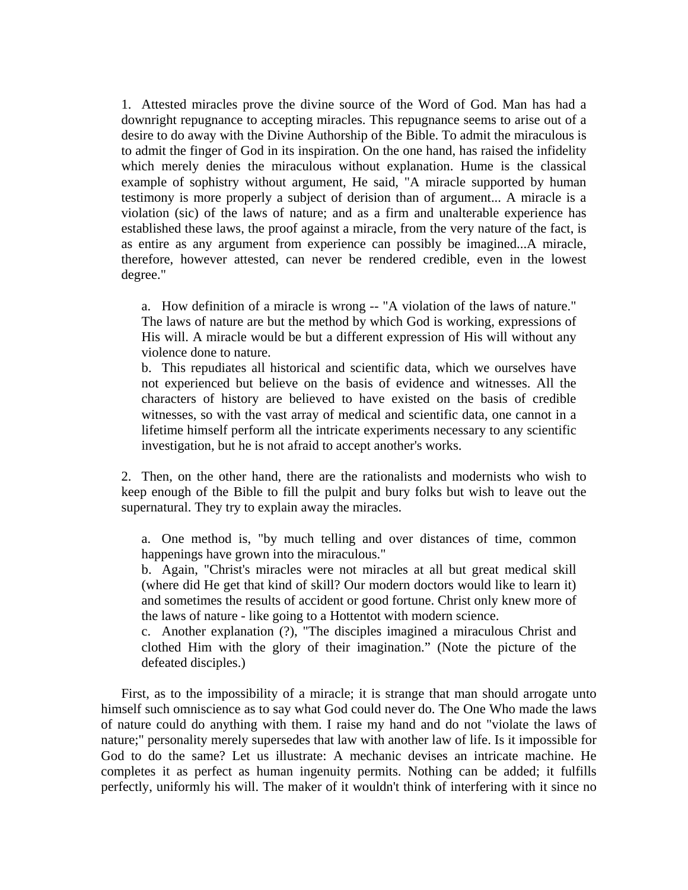1. Attested miracles prove the divine source of the Word of God. Man has had a downright repugnance to accepting miracles. This repugnance seems to arise out of a desire to do away with the Divine Authorship of the Bible. To admit the miraculous is to admit the finger of God in its inspiration. On the one hand, has raised the infidelity which merely denies the miraculous without explanation. Hume is the classical example of sophistry without argument, He said, "A miracle supported by human testimony is more properly a subject of derision than of argument... A miracle is a violation (sic) of the laws of nature; and as a firm and unalterable experience has established these laws, the proof against a miracle, from the very nature of the fact, is as entire as any argument from experience can possibly be imagined...A miracle, therefore, however attested, can never be rendered credible, even in the lowest degree."

   a. How definition of a miracle is wrong -- "A violation of the laws of nature." The laws of nature are but the method by which God is working, expressions of His will. A miracle would be but a different expression of His will without any violence done to nature.
   b. This repudiates all historical and scientific data, which we ourselves have not experienced but believe on the basis of evidence and witnesses. All the characters of history are believed to have existed on the basis of credible witnesses, so with the vast array of medical and scientific data, one cannot in a lifetime himself perform all the intricate experiments necessary to any scientific investigation, but he is not afraid to accept another's works.

2. Then, on the other hand, there are the rationalists and modernists who wish to keep enough of the Bible to fill the pulpit and bury folks but wish to leave out the supernatural. They try to explain away the miracles.

   a. One method is, "by much telling and over distances of time, common happenings have grown into the miraculous."
   b. Again, "Christ's miracles were not miracles at all but great medical skill (where did He get that kind of skill? Our modern doctors would like to learn it) and sometimes the results of accident or good fortune. Christ only knew more of the laws of nature - like going to a Hottentot with modern science.
   c. Another explanation (?), "The disciples imagined a miraculous Christ and clothed Him with the glory of their imagination." (Note the picture of the defeated disciples.)

First, as to the impossibility of a miracle; it is strange that man should arrogate unto himself such omniscience as to say what God could never do. The One Who made the laws of nature could do anything with them. I raise my hand and do not "violate the laws of nature;" personality merely supersedes that law with another law of life. Is it impossible for God to do the same? Let us illustrate: A mechanic devises an intricate machine. He completes it as perfect as human ingenuity permits. Nothing can be added; it fulfills perfectly, uniformly his will. The maker of it wouldn't think of interfering with it since no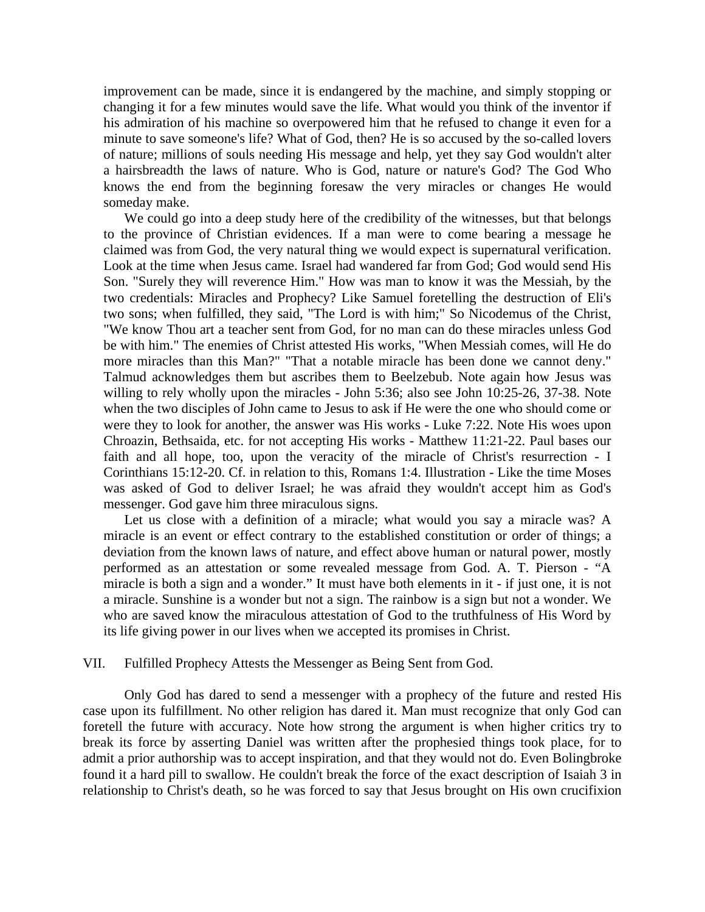improvement can be made, since it is endangered by the machine, and simply stopping or changing it for a few minutes would save the life. What would you think of the inventor if his admiration of his machine so overpowered him that he refused to change it even for a minute to save someone's life? What of God, then? He is so accused by the so-called lovers of nature; millions of souls needing His message and help, yet they say God wouldn't alter a hairsbreadth the laws of nature. Who is God, nature or nature's God? The God Who knows the end from the beginning foresaw the very miracles or changes He would someday make.

We could go into a deep study here of the credibility of the witnesses, but that belongs to the province of Christian evidences. If a man were to come bearing a message he claimed was from God, the very natural thing we would expect is supernatural verification. Look at the time when Jesus came. Israel had wandered far from God; God would send His Son. "Surely they will reverence Him." How was man to know it was the Messiah, by the two credentials: Miracles and Prophecy? Like Samuel foretelling the destruction of Eli's two sons; when fulfilled, they said, "The Lord is with him;" So Nicodemus of the Christ, "We know Thou art a teacher sent from God, for no man can do these miracles unless God be with him." The enemies of Christ attested His works, "When Messiah comes, will He do more miracles than this Man?" "That a notable miracle has been done we cannot deny." Talmud acknowledges them but ascribes them to Beelzebub. Note again how Jesus was willing to rely wholly upon the miracles - John 5:36; also see John 10:25-26, 37-38. Note when the two disciples of John came to Jesus to ask if He were the one who should come or were they to look for another, the answer was His works - Luke 7:22. Note His woes upon Chroazin, Bethsaida, etc. for not accepting His works - Matthew 11:21-22. Paul bases our faith and all hope, too, upon the veracity of the miracle of Christ's resurrection - I Corinthians 15:12-20. Cf. in relation to this, Romans 1:4. Illustration - Like the time Moses was asked of God to deliver Israel; he was afraid they wouldn't accept him as God's messenger. God gave him three miraculous signs.

Let us close with a definition of a miracle; what would you say a miracle was? A miracle is an event or effect contrary to the established constitution or order of things; a deviation from the known laws of nature, and effect above human or natural power, mostly performed as an attestation or some revealed message from God. A. T. Pierson - “A miracle is both a sign and a wonder.” It must have both elements in it - if just one, it is not a miracle. Sunshine is a wonder but not a sign. The rainbow is a sign but not a wonder. We who are saved know the miraculous attestation of God to the truthfulness of His Word by its life giving power in our lives when we accepted its promises in Christ.

VII. Fulfilled Prophecy Attests the Messenger as Being Sent from God.

Only God has dared to send a messenger with a prophecy of the future and rested His case upon its fulfillment. No other religion has dared it. Man must recognize that only God can foretell the future with accuracy. Note how strong the argument is when higher critics try to break its force by asserting Daniel was written after the prophesied things took place, for to admit a prior authorship was to accept inspiration, and that they would not do. Even Bolingbroke found it a hard pill to swallow. He couldn't break the force of the exact description of Isaiah 3 in relationship to Christ's death, so he was forced to say that Jesus brought on His own crucifixion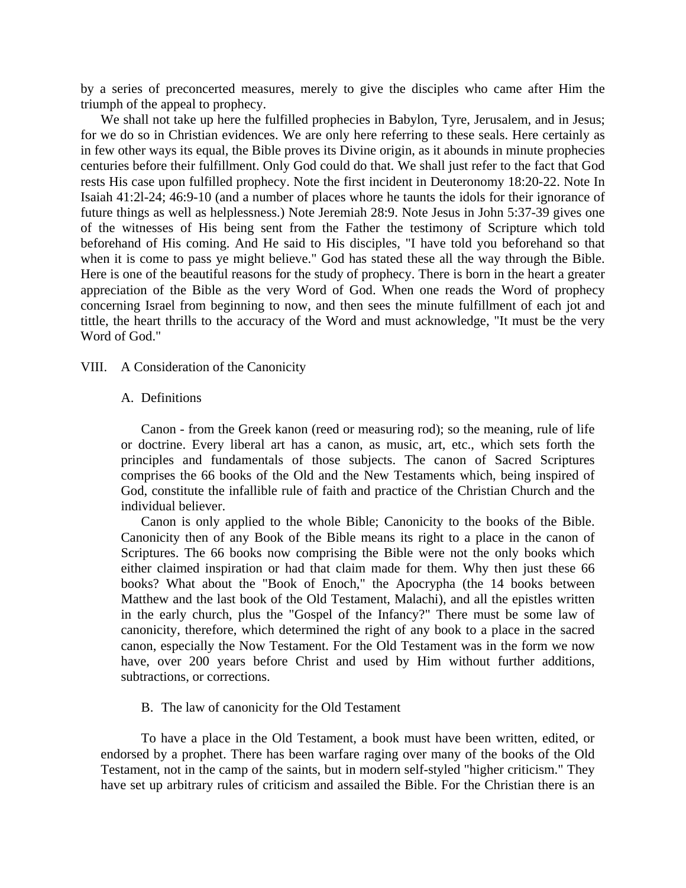by a series of preconcerted measures, merely to give the disciples who came after Him the triumph of the appeal to prophecy.

We shall not take up here the fulfilled prophecies in Babylon, Tyre, Jerusalem, and in Jesus; for we do so in Christian evidences. We are only here referring to these seals. Here certainly as in few other ways its equal, the Bible proves its Divine origin, as it abounds in minute prophecies centuries before their fulfillment. Only God could do that. We shall just refer to the fact that God rests His case upon fulfilled prophecy. Note the first incident in Deuteronomy 18:20-22. Note In Isaiah 41:2l-24; 46:9-10 (and a number of places whore he taunts the idols for their ignorance of future things as well as helplessness.) Note Jeremiah 28:9. Note Jesus in John 5:37-39 gives one of the witnesses of His being sent from the Father the testimony of Scripture which told beforehand of His coming. And He said to His disciples, "I have told you beforehand so that when it is come to pass ye might believe." God has stated these all the way through the Bible. Here is one of the beautiful reasons for the study of prophecy. There is born in the heart a greater appreciation of the Bible as the very Word of God. When one reads the Word of prophecy concerning Israel from beginning to now, and then sees the minute fulfillment of each jot and tittle, the heart thrills to the accuracy of the Word and must acknowledge, "It must be the very Word of God."

## VIII. A Consideration of the Canonicity

### A. Definitions

Canon - from the Greek kanon (reed or measuring rod); so the meaning, rule of life or doctrine. Every liberal art has a canon, as music, art, etc., which sets forth the principles and fundamentals of those subjects. The canon of Sacred Scriptures comprises the 66 books of the Old and the New Testaments which, being inspired of God, constitute the infallible rule of faith and practice of the Christian Church and the individual believer.

Canon is only applied to the whole Bible; Canonicity to the books of the Bible. Canonicity then of any Book of the Bible means its right to a place in the canon of Scriptures. The 66 books now comprising the Bible were not the only books which either claimed inspiration or had that claim made for them. Why then just these 66 books? What about the "Book of Enoch," the Apocrypha (the 14 books between Matthew and the last book of the Old Testament, Malachi), and all the epistles written in the early church, plus the "Gospel of the Infancy?" There must be some law of canonicity, therefore, which determined the right of any book to a place in the sacred canon, especially the Now Testament. For the Old Testament was in the form we now have, over 200 years before Christ and used by Him without further additions, subtractions, or corrections.

### B. The law of canonicity for the Old Testament

To have a place in the Old Testament, a book must have been written, edited, or endorsed by a prophet. There has been warfare raging over many of the books of the Old Testament, not in the camp of the saints, but in modern self-styled "higher criticism." They have set up arbitrary rules of criticism and assailed the Bible. For the Christian there is an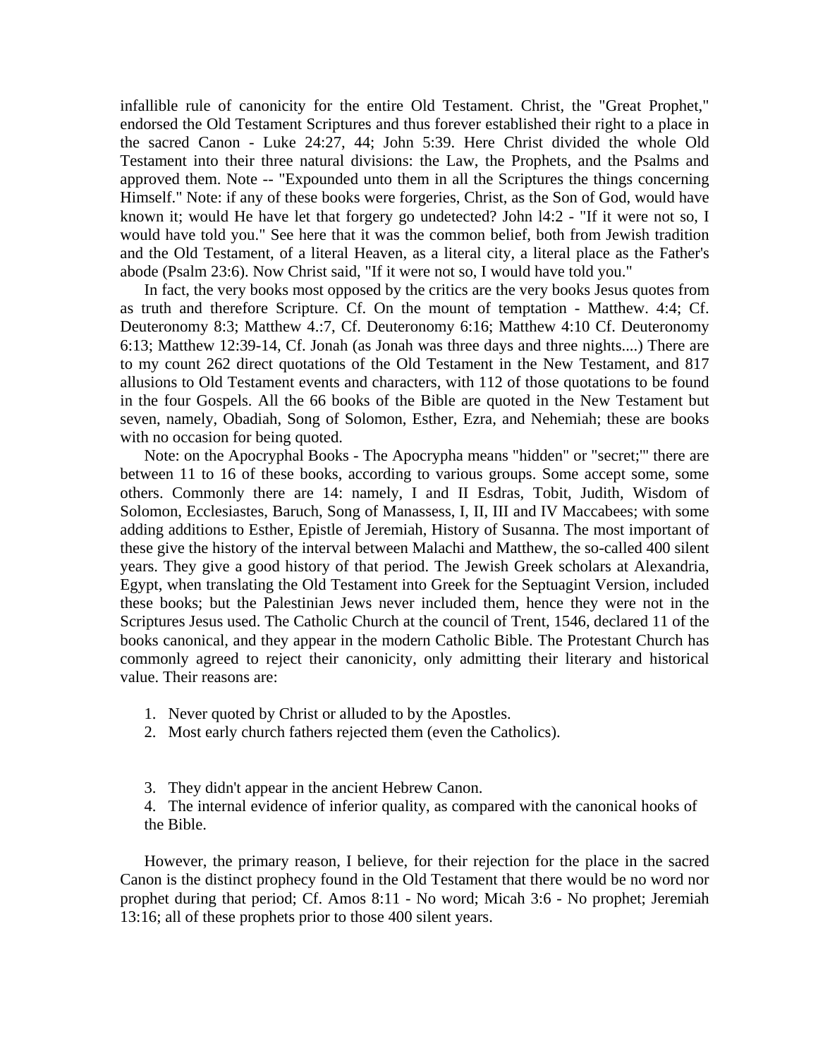infallible rule of canonicity for the entire Old Testament. Christ, the "Great Prophet," endorsed the Old Testament Scriptures and thus forever established their right to a place in the sacred Canon - Luke 24:27, 44; John 5:39. Here Christ divided the whole Old Testament into their three natural divisions: the Law, the Prophets, and the Psalms and approved them. Note -- "Expounded unto them in all the Scriptures the things concerning Himself." Note: if any of these books were forgeries, Christ, as the Son of God, would have known it; would He have let that forgery go undetected? John l4:2 - "If it were not so, I would have told you." See here that it was the common belief, both from Jewish tradition and the Old Testament, of a literal Heaven, as a literal city, a literal place as the Father's abode (Psalm 23:6). Now Christ said, "If it were not so, I would have told you."

In fact, the very books most opposed by the critics are the very books Jesus quotes from as truth and therefore Scripture. Cf. On the mount of temptation - Matthew. 4:4; Cf. Deuteronomy 8:3; Matthew 4.:7, Cf. Deuteronomy 6:16; Matthew 4:10 Cf. Deuteronomy 6:13; Matthew 12:39-14, Cf. Jonah (as Jonah was three days and three nights....) There are to my count 262 direct quotations of the Old Testament in the New Testament, and 817 allusions to Old Testament events and characters, with 112 of those quotations to be found in the four Gospels. All the 66 books of the Bible are quoted in the New Testament but seven, namely, Obadiah, Song of Solomon, Esther, Ezra, and Nehemiah; these are books with no occasion for being quoted.

Note: on the Apocryphal Books - The Apocrypha means "hidden" or "secret;'" there are between 11 to 16 of these books, according to various groups. Some accept some, some others. Commonly there are 14: namely, I and II Esdras, Tobit, Judith, Wisdom of Solomon, Ecclesiastes, Baruch, Song of Manassess, I, II, III and IV Maccabees; with some adding additions to Esther, Epistle of Jeremiah, History of Susanna. The most important of these give the history of the interval between Malachi and Matthew, the so-called 400 silent years. They give a good history of that period. The Jewish Greek scholars at Alexandria, Egypt, when translating the Old Testament into Greek for the Septuagint Version, included these books; but the Palestinian Jews never included them, hence they were not in the Scriptures Jesus used. The Catholic Church at the council of Trent, 1546, declared 11 of the books canonical, and they appear in the modern Catholic Bible. The Protestant Church has commonly agreed to reject their canonicity, only admitting their literary and historical value. Their reasons are:

1. Never quoted by Christ or alluded to by the Apostles.
2. Most early church fathers rejected them (even the Catholics).
3. They didn't appear in the ancient Hebrew Canon.
4. The internal evidence of inferior quality, as compared with the canonical hooks of the Bible.

However, the primary reason, I believe, for their rejection for the place in the sacred Canon is the distinct prophecy found in the Old Testament that there would be no word nor prophet during that period; Cf. Amos 8:11 - No word; Micah 3:6 - No prophet; Jeremiah 13:16; all of these prophets prior to those 400 silent years.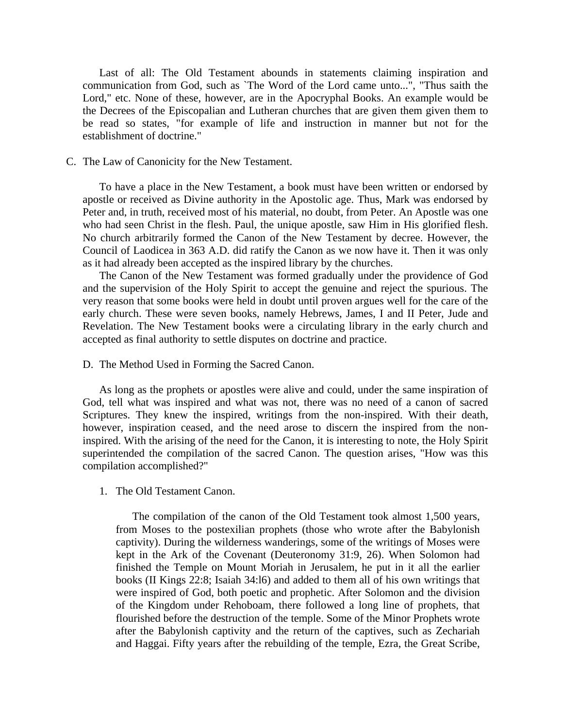Last of all: The Old Testament abounds in statements claiming inspiration and communication from God, such as `The Word of the Lord came unto...", "Thus saith the Lord," etc. None of these, however, are in the Apocryphal Books. An example would be the Decrees of the Episcopalian and Lutheran churches that are given them given them to be read so states, "for example of life and instruction in manner but not for the establishment of doctrine."

C. The Law of Canonicity for the New Testament.

To have a place in the New Testament, a book must have been written or endorsed by apostle or received as Divine authority in the Apostolic age. Thus, Mark was endorsed by Peter and, in truth, received most of his material, no doubt, from Peter. An Apostle was one who had seen Christ in the flesh. Paul, the unique apostle, saw Him in His glorified flesh. No church arbitrarily formed the Canon of the New Testament by decree. However, the Council of Laodicea in 363 A.D. did ratify the Canon as we now have it. Then it was only as it had already been accepted as the inspired library by the churches.

The Canon of the New Testament was formed gradually under the providence of God and the supervision of the Holy Spirit to accept the genuine and reject the spurious. The very reason that some books were held in doubt until proven argues well for the care of the early church. These were seven books, namely Hebrews, James, I and II Peter, Jude and Revelation. The New Testament books were a circulating library in the early church and accepted as final authority to settle disputes on doctrine and practice.

D. The Method Used in Forming the Sacred Canon.

As long as the prophets or apostles were alive and could, under the same inspiration of God, tell what was inspired and what was not, there was no need of a canon of sacred Scriptures. They knew the inspired, writings from the non-inspired. With their death, however, inspiration ceased, and the need arose to discern the inspired from the non-inspired. With the arising of the need for the Canon, it is interesting to note, the Holy Spirit superintended the compilation of the sacred Canon. The question arises, "How was this compilation accomplished?"

1. The Old Testament Canon.

The compilation of the canon of the Old Testament took almost 1,500 years, from Moses to the postexilian prophets (those who wrote after the Babylonish captivity). During the wilderness wanderings, some of the writings of Moses were kept in the Ark of the Covenant (Deuteronomy 31:9, 26). When Solomon had finished the Temple on Mount Moriah in Jerusalem, he put in it all the earlier books (II Kings 22:8; Isaiah 34:l6) and added to them all of his own writings that were inspired of God, both poetic and prophetic. After Solomon and the division of the Kingdom under Rehoboam, there followed a long line of prophets, that flourished before the destruction of the temple. Some of the Minor Prophets wrote after the Babylonish captivity and the return of the captives, such as Zechariah and Haggai. Fifty years after the rebuilding of the temple, Ezra, the Great Scribe,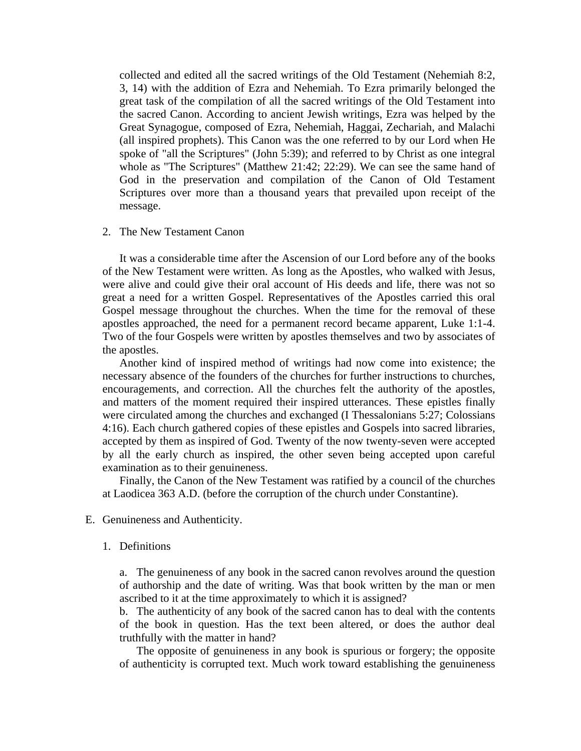collected and edited all the sacred writings of the Old Testament (Nehemiah 8:2, 3, 14) with the addition of Ezra and Nehemiah. To Ezra primarily belonged the great task of the compilation of all the sacred writings of the Old Testament into the sacred Canon. According to ancient Jewish writings, Ezra was helped by the Great Synagogue, composed of Ezra, Nehemiah, Haggai, Zechariah, and Malachi (all inspired prophets). This Canon was the one referred to by our Lord when He spoke of "all the Scriptures" (John 5:39); and referred to by Christ as one integral whole as "The Scriptures" (Matthew 21:42; 22:29). We can see the same hand of God in the preservation and compilation of the Canon of Old Testament Scriptures over more than a thousand years that prevailed upon receipt of the message.

2. The New Testament Canon

It was a considerable time after the Ascension of our Lord before any of the books of the New Testament were written. As long as the Apostles, who walked with Jesus, were alive and could give their oral account of His deeds and life, there was not so great a need for a written Gospel. Representatives of the Apostles carried this oral Gospel message throughout the churches. When the time for the removal of these apostles approached, the need for a permanent record became apparent, Luke 1:1-4. Two of the four Gospels were written by apostles themselves and two by associates of the apostles.

Another kind of inspired method of writings had now come into existence; the necessary absence of the founders of the churches for further instructions to churches, encouragements, and correction. All the churches felt the authority of the apostles, and matters of the moment required their inspired utterances. These epistles finally were circulated among the churches and exchanged (I Thessalonians 5:27; Colossians 4:16). Each church gathered copies of these epistles and Gospels into sacred libraries, accepted by them as inspired of God. Twenty of the now twenty-seven were accepted by all the early church as inspired, the other seven being accepted upon careful examination as to their genuineness.

Finally, the Canon of the New Testament was ratified by a council of the churches at Laodicea 363 A.D. (before the corruption of the church under Constantine).

E. Genuineness and Authenticity.

1. Definitions

a. The genuineness of any book in the sacred canon revolves around the question of authorship and the date of writing. Was that book written by the man or men ascribed to it at the time approximately to which it is assigned?

b. The authenticity of any book of the sacred canon has to deal with the contents of the book in question. Has the text been altered, or does the author deal truthfully with the matter in hand?

The opposite of genuineness in any book is spurious or forgery; the opposite of authenticity is corrupted text. Much work toward establishing the genuineness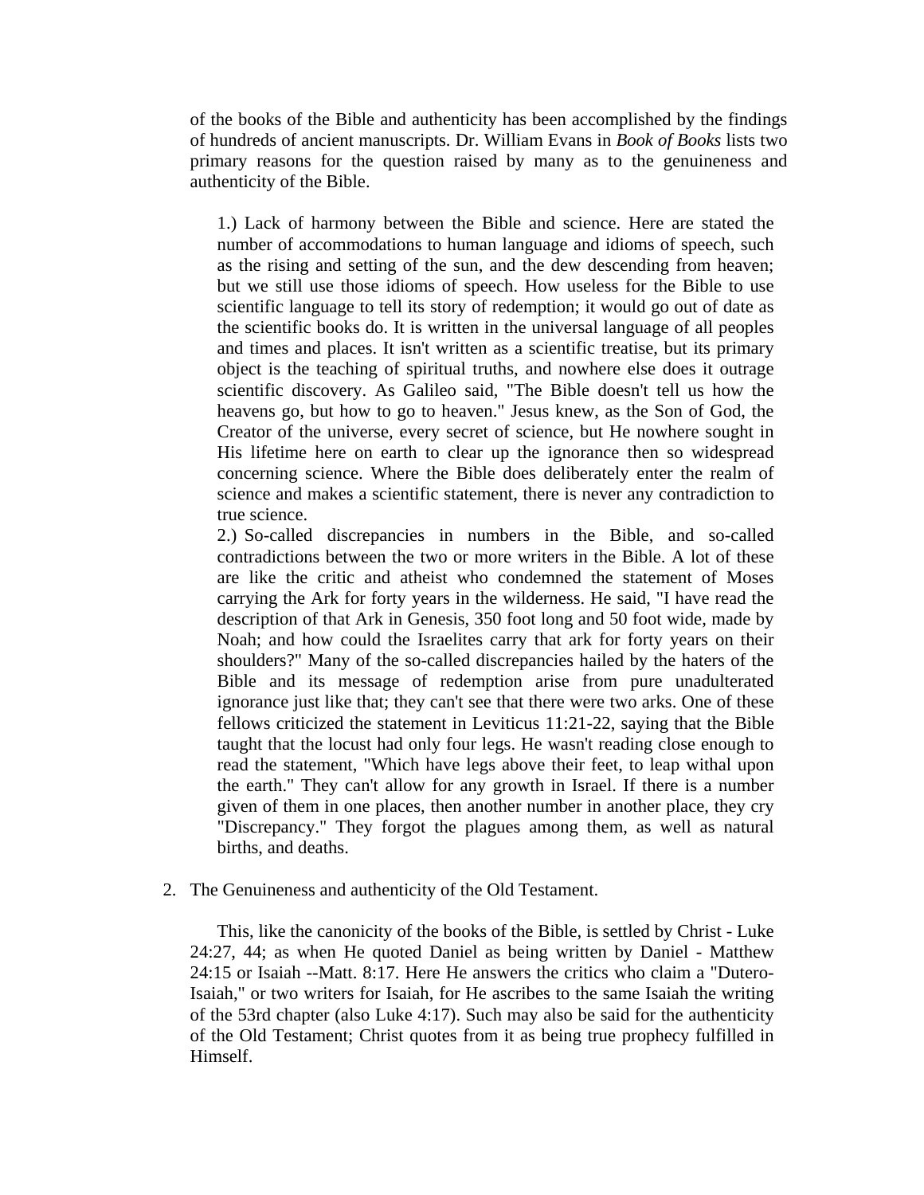of the books of the Bible and authenticity has been accomplished by the findings of hundreds of ancient manuscripts. Dr. William Evans in *Book of Books* lists two primary reasons for the question raised by many as to the genuineness and authenticity of the Bible.

> 1.) Lack of harmony between the Bible and science. Here are stated the number of accommodations to human language and idioms of speech, such as the rising and setting of the sun, and the dew descending from heaven; but we still use those idioms of speech. How useless for the Bible to use scientific language to tell its story of redemption; it would go out of date as the scientific books do. It is written in the universal language of all peoples and times and places. It isn't written as a scientific treatise, but its primary object is the teaching of spiritual truths, and nowhere else does it outrage scientific discovery. As Galileo said, "The Bible doesn't tell us how the heavens go, but how to go to heaven." Jesus knew, as the Son of God, the Creator of the universe, every secret of science, but He nowhere sought in His lifetime here on earth to clear up the ignorance then so widespread concerning science. Where the Bible does deliberately enter the realm of science and makes a scientific statement, there is never any contradiction to true science.
>
> 2.) So-called discrepancies in numbers in the Bible, and so-called contradictions between the two or more writers in the Bible. A lot of these are like the critic and atheist who condemned the statement of Moses carrying the Ark for forty years in the wilderness. He said, "I have read the description of that Ark in Genesis, 350 foot long and 50 foot wide, made by Noah; and how could the Israelites carry that ark for forty years on their shoulders?" Many of the so-called discrepancies hailed by the haters of the Bible and its message of redemption arise from pure unadulterated ignorance just like that; they can't see that there were two arks. One of these fellows criticized the statement in Leviticus 11:21-22, saying that the Bible taught that the locust had only four legs. He wasn't reading close enough to read the statement, "Which have legs above their feet, to leap withal upon the earth." They can't allow for any growth in Israel. If there is a number given of them in one places, then another number in another place, they cry "Discrepancy." They forgot the plagues among them, as well as natural births, and deaths.

2. The Genuineness and authenticity of the Old Testament.

   This, like the canonicity of the books of the Bible, is settled by Christ - Luke 24:27, 44; as when He quoted Daniel as being written by Daniel - Matthew 24:15 or Isaiah --Matt. 8:17. Here He answers the critics who claim a "Dutero-Isaiah," or two writers for Isaiah, for He ascribes to the same Isaiah the writing of the 53rd chapter (also Luke 4:17). Such may also be said for the authenticity of the Old Testament; Christ quotes from it as being true prophecy fulfilled in Himself.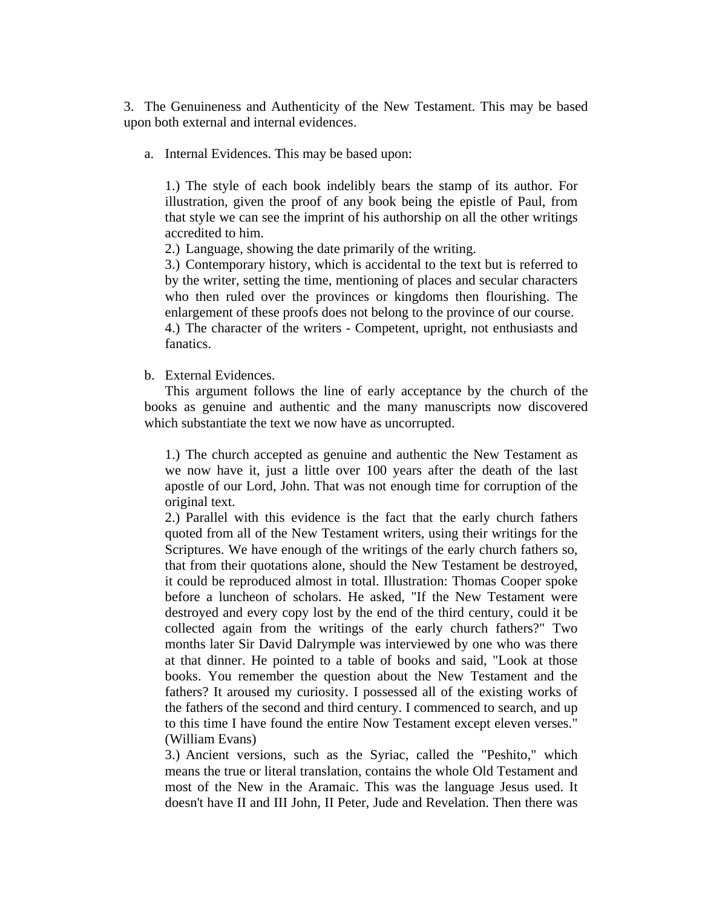3. The Genuineness and Authenticity of the New Testament. This may be based upon both external and internal evidences.

a. Internal Evidences. This may be based upon:

1.) The style of each book indelibly bears the stamp of its author. For illustration, given the proof of any book being the epistle of Paul, from that style we can see the imprint of his authorship on all the other writings accredited to him.
2.) Language, showing the date primarily of the writing.
3.) Contemporary history, which is accidental to the text but is referred to by the writer, setting the time, mentioning of places and secular characters who then ruled over the provinces or kingdoms then flourishing. The enlargement of these proofs does not belong to the province of our course.
4.) The character of the writers - Competent, upright, not enthusiasts and fanatics.

b. External Evidences.

This argument follows the line of early acceptance by the church of the books as genuine and authentic and the many manuscripts now discovered which substantiate the text we now have as uncorrupted.

1.) The church accepted as genuine and authentic the New Testament as we now have it, just a little over 100 years after the death of the last apostle of our Lord, John. That was not enough time for corruption of the original text.
2.) Parallel with this evidence is the fact that the early church fathers quoted from all of the New Testament writers, using their writings for the Scriptures. We have enough of the writings of the early church fathers so, that from their quotations alone, should the New Testament be destroyed, it could be reproduced almost in total. Illustration: Thomas Cooper spoke before a luncheon of scholars. He asked, "If the New Testament were destroyed and every copy lost by the end of the third century, could it be collected again from the writings of the early church fathers?" Two months later Sir David Dalrymple was interviewed by one who was there at that dinner. He pointed to a table of books and said, "Look at those books. You remember the question about the New Testament and the fathers? It aroused my curiosity. I possessed all of the existing works of the fathers of the second and third century. I commenced to search, and up to this time I have found the entire Now Testament except eleven verses." (William Evans)
3.) Ancient versions, such as the Syriac, called the "Peshito," which means the true or literal translation, contains the whole Old Testament and most of the New in the Aramaic. This was the language Jesus used. It doesn't have II and III John, II Peter, Jude and Revelation. Then there was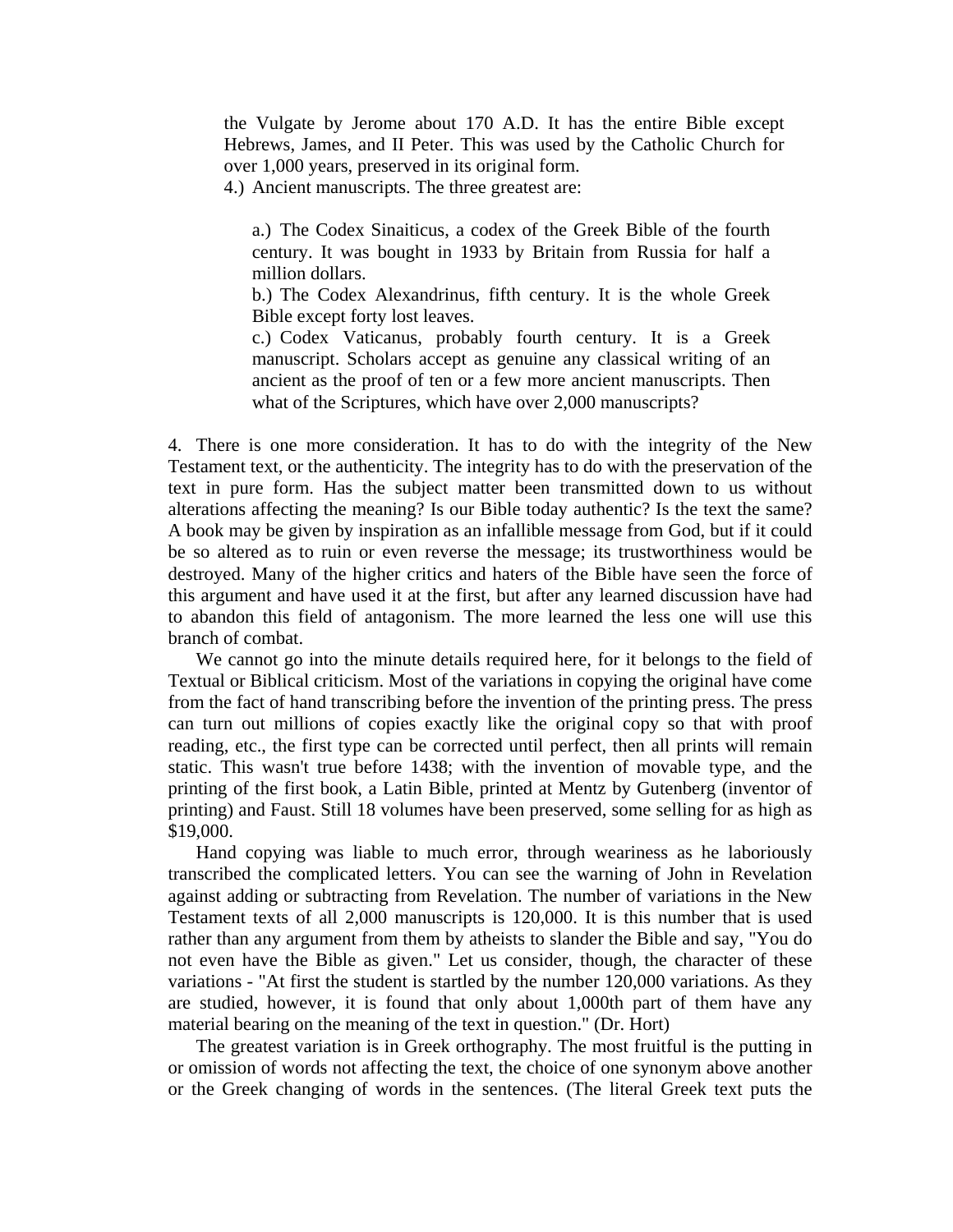the Vulgate by Jerome about 170 A.D. It has the entire Bible except Hebrews, James, and II Peter. This was used by the Catholic Church for over 1,000 years, preserved in its original form.

4.) Ancient manuscripts. The three greatest are:

a.) The Codex Sinaiticus, a codex of the Greek Bible of the fourth century. It was bought in 1933 by Britain from Russia for half a million dollars.

b.) The Codex Alexandrinus, fifth century. It is the whole Greek Bible except forty lost leaves.

c.) Codex Vaticanus, probably fourth century. It is a Greek manuscript. Scholars accept as genuine any classical writing of an ancient as the proof of ten or a few more ancient manuscripts. Then what of the Scriptures, which have over 2,000 manuscripts?

4. There is one more consideration. It has to do with the integrity of the New Testament text, or the authenticity. The integrity has to do with the preservation of the text in pure form. Has the subject matter been transmitted down to us without alterations affecting the meaning? Is our Bible today authentic? Is the text the same? A book may be given by inspiration as an infallible message from God, but if it could be so altered as to ruin or even reverse the message; its trustworthiness would be destroyed. Many of the higher critics and haters of the Bible have seen the force of this argument and have used it at the first, but after any learned discussion have had to abandon this field of antagonism. The more learned the less one will use this branch of combat.

We cannot go into the minute details required here, for it belongs to the field of Textual or Biblical criticism. Most of the variations in copying the original have come from the fact of hand transcribing before the invention of the printing press. The press can turn out millions of copies exactly like the original copy so that with proof reading, etc., the first type can be corrected until perfect, then all prints will remain static. This wasn't true before 1438; with the invention of movable type, and the printing of the first book, a Latin Bible, printed at Mentz by Gutenberg (inventor of printing) and Faust. Still 18 volumes have been preserved, some selling for as high as $19,000.

Hand copying was liable to much error, through weariness as he laboriously transcribed the complicated letters. You can see the warning of John in Revelation against adding or subtracting from Revelation. The number of variations in the New Testament texts of all 2,000 manuscripts is 120,000. It is this number that is used rather than any argument from them by atheists to slander the Bible and say, "You do not even have the Bible as given." Let us consider, though, the character of these variations - "At first the student is startled by the number 120,000 variations. As they are studied, however, it is found that only about 1,000th part of them have any material bearing on the meaning of the text in question." (Dr. Hort)

The greatest variation is in Greek orthography. The most fruitful is the putting in or omission of words not affecting the text, the choice of one synonym above another or the Greek changing of words in the sentences. (The literal Greek text puts the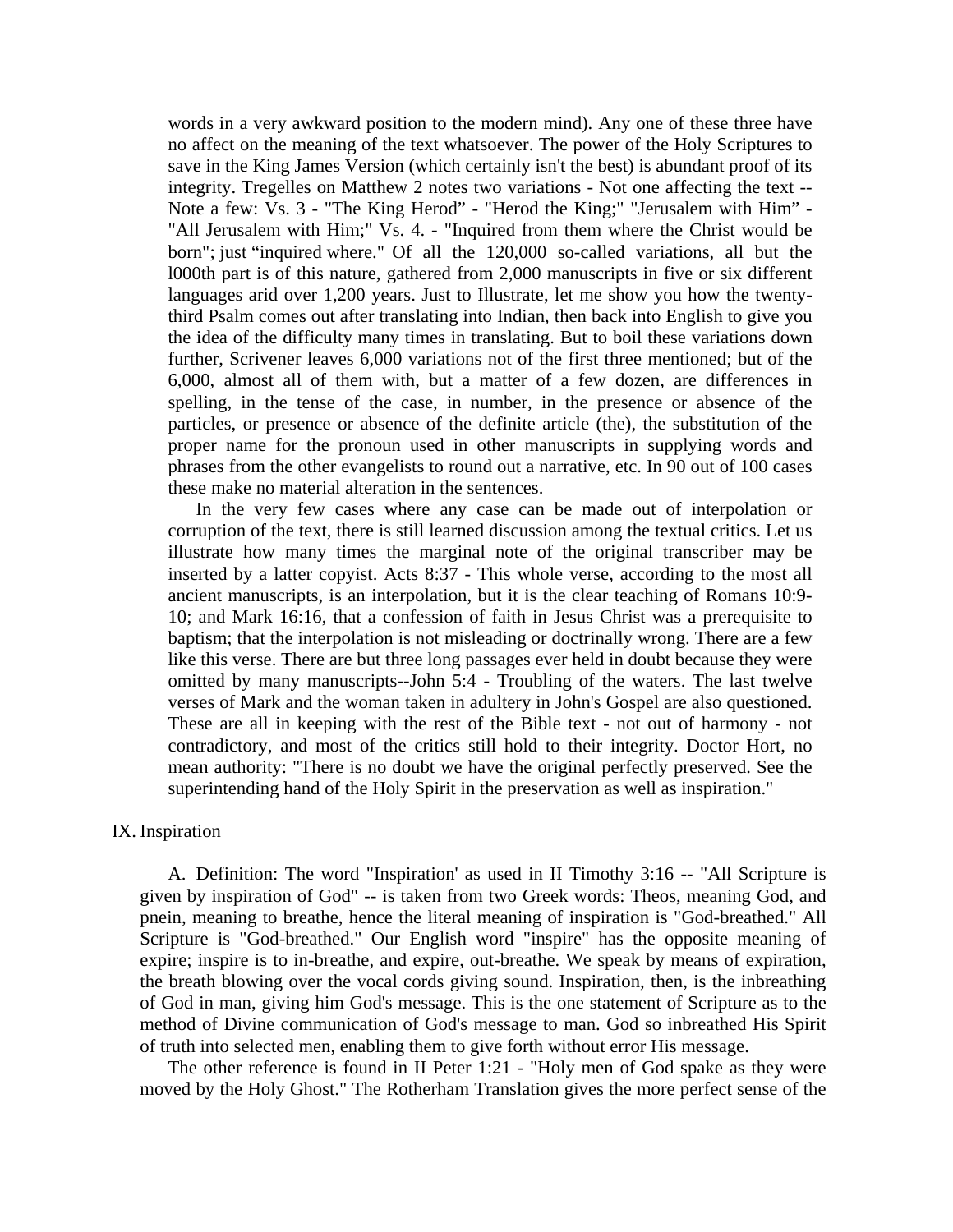words in a very awkward position to the modern mind). Any one of these three have no affect on the meaning of the text whatsoever. The power of the Holy Scriptures to save in the King James Version (which certainly isn't the best) is abundant proof of its integrity. Tregelles on Matthew 2 notes two variations - Not one affecting the text -- Note a few: Vs. 3 - "The King Herod" - "Herod the King;" "Jerusalem with Him" - "All Jerusalem with Him;" Vs. 4. - "Inquired from them where the Christ would be born"; just "inquired where." Of all the 120,000 so-called variations, all but the l000th part is of this nature, gathered from 2,000 manuscripts in five or six different languages arid over 1,200 years. Just to Illustrate, let me show you how the twenty-third Psalm comes out after translating into Indian, then back into English to give you the idea of the difficulty many times in translating. But to boil these variations down further, Scrivener leaves 6,000 variations not of the first three mentioned; but of the 6,000, almost all of them with, but a matter of a few dozen, are differences in spelling, in the tense of the case, in number, in the presence or absence of the particles, or presence or absence of the definite article (the), the substitution of the proper name for the pronoun used in other manuscripts in supplying words and phrases from the other evangelists to round out a narrative, etc. In 90 out of 100 cases these make no material alteration in the sentences.

In the very few cases where any case can be made out of interpolation or corruption of the text, there is still learned discussion among the textual critics. Let us illustrate how many times the marginal note of the original transcriber may be inserted by a latter copyist. Acts 8:37 - This whole verse, according to the most all ancient manuscripts, is an interpolation, but it is the clear teaching of Romans 10:9-10; and Mark 16:16, that a confession of faith in Jesus Christ was a prerequisite to baptism; that the interpolation is not misleading or doctrinally wrong. There are a few like this verse. There are but three long passages ever held in doubt because they were omitted by many manuscripts--John 5:4 - Troubling of the waters. The last twelve verses of Mark and the woman taken in adultery in John's Gospel are also questioned. These are all in keeping with the rest of the Bible text - not out of harmony - not contradictory, and most of the critics still hold to their integrity. Doctor Hort, no mean authority: "There is no doubt we have the original perfectly preserved. See the superintending hand of the Holy Spirit in the preservation as well as inspiration."

## IX. Inspiration

A. Definition: The word "Inspiration' as used in II Timothy 3:16 -- "All Scripture is given by inspiration of God" -- is taken from two Greek words: Theos, meaning God, and pnein, meaning to breathe, hence the literal meaning of inspiration is "God-breathed." All Scripture is "God-breathed." Our English word "inspire" has the opposite meaning of expire; inspire is to in-breathe, and expire, out-breathe. We speak by means of expiration, the breath blowing over the vocal cords giving sound. Inspiration, then, is the inbreathing of God in man, giving him God's message. This is the one statement of Scripture as to the method of Divine communication of God's message to man. God so inbreathed His Spirit of truth into selected men, enabling them to give forth without error His message.

The other reference is found in II Peter 1:21 - "Holy men of God spake as they were moved by the Holy Ghost." The Rotherham Translation gives the more perfect sense of the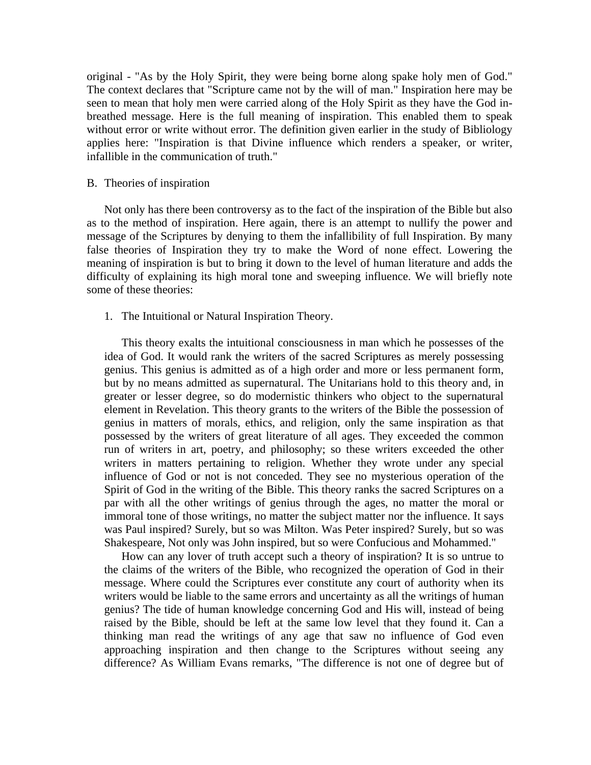original - "As by the Holy Spirit, they were being borne along spake holy men of God." The context declares that "Scripture came not by the will of man." Inspiration here may be seen to mean that holy men were carried along of the Holy Spirit as they have the God in-breathed message. Here is the full meaning of inspiration. This enabled them to speak without error or write without error. The definition given earlier in the study of Bibliology applies here: "Inspiration is that Divine influence which renders a speaker, or writer, infallible in the communication of truth."

B. Theories of inspiration

Not only has there been controversy as to the fact of the inspiration of the Bible but also as to the method of inspiration. Here again, there is an attempt to nullify the power and message of the Scriptures by denying to them the infallibility of full Inspiration. By many false theories of Inspiration they try to make the Word of none effect. Lowering the meaning of inspiration is but to bring it down to the level of human literature and adds the difficulty of explaining its high moral tone and sweeping influence. We will briefly note some of these theories:

1. The Intuitional or Natural Inspiration Theory.

This theory exalts the intuitional consciousness in man which he possesses of the idea of God. It would rank the writers of the sacred Scriptures as merely possessing genius. This genius is admitted as of a high order and more or less permanent form, but by no means admitted as supernatural. The Unitarians hold to this theory and, in greater or lesser degree, so do modernistic thinkers who object to the supernatural element in Revelation. This theory grants to the writers of the Bible the possession of genius in matters of morals, ethics, and religion, only the same inspiration as that possessed by the writers of great literature of all ages. They exceeded the common run of writers in art, poetry, and philosophy; so these writers exceeded the other writers in matters pertaining to religion. Whether they wrote under any special influence of God or not is not conceded. They see no mysterious operation of the Spirit of God in the writing of the Bible. This theory ranks the sacred Scriptures on a par with all the other writings of genius through the ages, no matter the moral or immoral tone of those writings, no matter the subject matter nor the influence. It says was Paul inspired? Surely, but so was Milton. Was Peter inspired? Surely, but so was Shakespeare, Not only was John inspired, but so were Confucious and Mohammed."

How can any lover of truth accept such a theory of inspiration? It is so untrue to the claims of the writers of the Bible, who recognized the operation of God in their message. Where could the Scriptures ever constitute any court of authority when its writers would be liable to the same errors and uncertainty as all the writings of human genius? The tide of human knowledge concerning God and His will, instead of being raised by the Bible, should be left at the same low level that they found it. Can a thinking man read the writings of any age that saw no influence of God even approaching inspiration and then change to the Scriptures without seeing any difference? As William Evans remarks, "The difference is not one of degree but of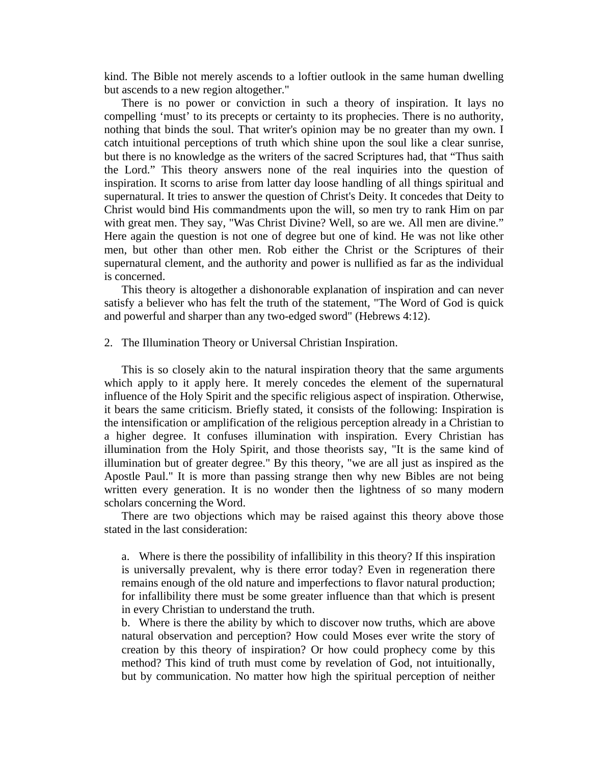kind. The Bible not merely ascends to a loftier outlook in the same human dwelling but ascends to a new region altogether."

There is no power or conviction in such a theory of inspiration. It lays no compelling 'must' to its precepts or certainty to its prophecies. There is no authority, nothing that binds the soul. That writer's opinion may be no greater than my own. I catch intuitional perceptions of truth which shine upon the soul like a clear sunrise, but there is no knowledge as the writers of the sacred Scriptures had, that "Thus saith the Lord." This theory answers none of the real inquiries into the question of inspiration. It scorns to arise from latter day loose handling of all things spiritual and supernatural. It tries to answer the question of Christ's Deity. It concedes that Deity to Christ would bind His commandments upon the will, so men try to rank Him on par with great men. They say, "Was Christ Divine? Well, so are we. All men are divine." Here again the question is not one of degree but one of kind. He was not like other men, but other than other men. Rob either the Christ or the Scriptures of their supernatural clement, and the authority and power is nullified as far as the individual is concerned.

This theory is altogether a dishonorable explanation of inspiration and can never satisfy a believer who has felt the truth of the statement, "The Word of God is quick and powerful and sharper than any two-edged sword" (Hebrews 4:12).

2. The Illumination Theory or Universal Christian Inspiration.

This is so closely akin to the natural inspiration theory that the same arguments which apply to it apply here. It merely concedes the element of the supernatural influence of the Holy Spirit and the specific religious aspect of inspiration. Otherwise, it bears the same criticism. Briefly stated, it consists of the following: Inspiration is the intensification or amplification of the religious perception already in a Christian to a higher degree. It confuses illumination with inspiration. Every Christian has illumination from the Holy Spirit, and those theorists say, "It is the same kind of illumination but of greater degree." By this theory, "we are all just as inspired as the Apostle Paul." It is more than passing strange then why new Bibles are not being written every generation. It is no wonder then the lightness of so many modern scholars concerning the Word.

There are two objections which may be raised against this theory above those stated in the last consideration:

a. Where is there the possibility of infallibility in this theory? If this inspiration is universally prevalent, why is there error today? Even in regeneration there remains enough of the old nature and imperfections to flavor natural production; for infallibility there must be some greater influence than that which is present in every Christian to understand the truth.

b. Where is there the ability by which to discover now truths, which are above natural observation and perception? How could Moses ever write the story of creation by this theory of inspiration? Or how could prophecy come by this method? This kind of truth must come by revelation of God, not intuitionally, but by communication. No matter how high the spiritual perception of neither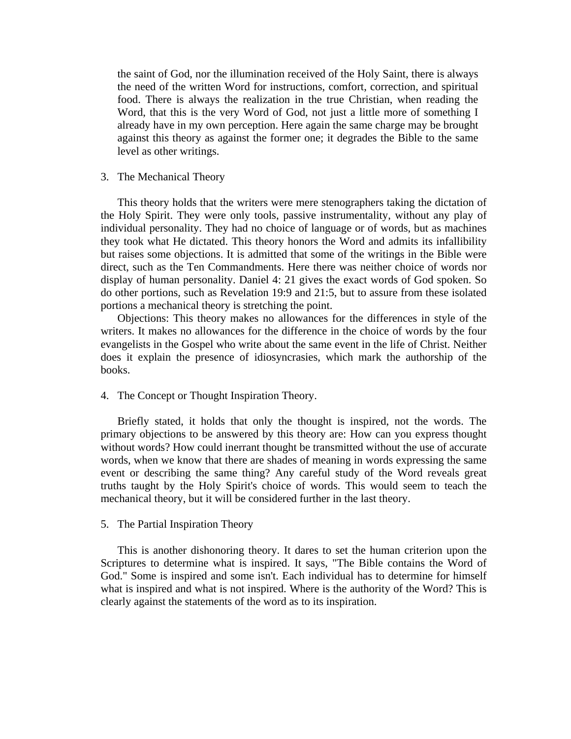the saint of God, nor the illumination received of the Holy Saint, there is always the need of the written Word for instructions, comfort, correction, and spiritual food. There is always the realization in the true Christian, when reading the Word, that this is the very Word of God, not just a little more of something I already have in my own perception. Here again the same charge may be brought against this theory as against the former one; it degrades the Bible to the same level as other writings.

3. The Mechanical Theory

This theory holds that the writers were mere stenographers taking the dictation of the Holy Spirit. They were only tools, passive instrumentality, without any play of individual personality. They had no choice of language or of words, but as machines they took what He dictated. This theory honors the Word and admits its infallibility but raises some objections. It is admitted that some of the writings in the Bible were direct, such as the Ten Commandments. Here there was neither choice of words nor display of human personality. Daniel 4: 21 gives the exact words of God spoken. So do other portions, such as Revelation 19:9 and 21:5, but to assure from these isolated portions a mechanical theory is stretching the point.

Objections: This theory makes no allowances for the differences in style of the writers. It makes no allowances for the difference in the choice of words by the four evangelists in the Gospel who write about the same event in the life of Christ. Neither does it explain the presence of idiosyncrasies, which mark the authorship of the books.

4. The Concept or Thought Inspiration Theory.

Briefly stated, it holds that only the thought is inspired, not the words. The primary objections to be answered by this theory are: How can you express thought without words? How could inerrant thought be transmitted without the use of accurate words, when we know that there are shades of meaning in words expressing the same event or describing the same thing? Any careful study of the Word reveals great truths taught by the Holy Spirit's choice of words. This would seem to teach the mechanical theory, but it will be considered further in the last theory.

5. The Partial Inspiration Theory

This is another dishonoring theory. It dares to set the human criterion upon the Scriptures to determine what is inspired. It says, "The Bible contains the Word of God." Some is inspired and some isn't. Each individual has to determine for himself what is inspired and what is not inspired. Where is the authority of the Word? This is clearly against the statements of the word as to its inspiration.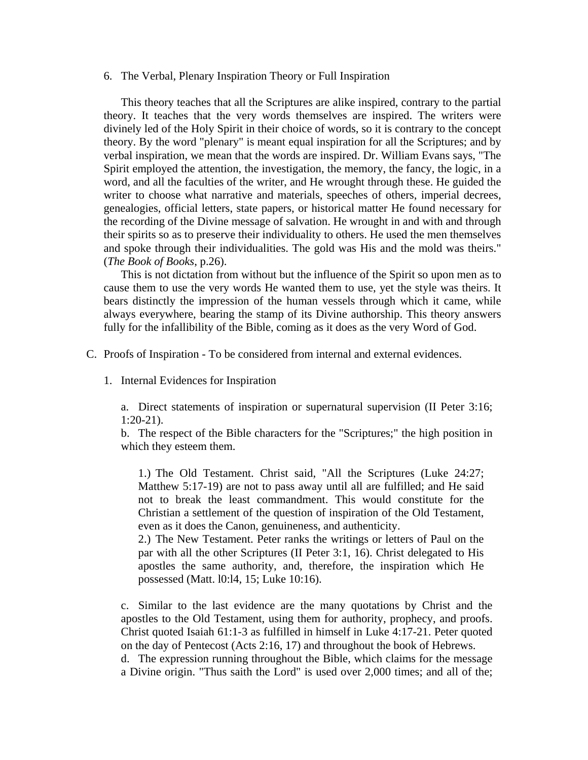6. The Verbal, Plenary Inspiration Theory or Full Inspiration

This theory teaches that all the Scriptures are alike inspired, contrary to the partial theory. It teaches that the very words themselves are inspired. The writers were divinely led of the Holy Spirit in their choice of words, so it is contrary to the concept theory. By the word "plenary" is meant equal inspiration for all the Scriptures; and by verbal inspiration, we mean that the words are inspired. Dr. William Evans says, "The Spirit employed the attention, the investigation, the memory, the fancy, the logic, in a word, and all the faculties of the writer, and He wrought through these. He guided the writer to choose what narrative and materials, speeches of others, imperial decrees, genealogies, official letters, state papers, or historical matter He found necessary for the recording of the Divine message of salvation. He wrought in and with and through their spirits so as to preserve their individuality to others. He used the men themselves and spoke through their individualities. The gold was His and the mold was theirs." (*The Book of Books*, p.26).

This is not dictation from without but the influence of the Spirit so upon men as to cause them to use the very words He wanted them to use, yet the style was theirs. It bears distinctly the impression of the human vessels through which it came, while always everywhere, bearing the stamp of its Divine authorship. This theory answers fully for the infallibility of the Bible, coming as it does as the very Word of God.

C. Proofs of Inspiration - To be considered from internal and external evidences.

1. Internal Evidences for Inspiration

a. Direct statements of inspiration or supernatural supervision (II Peter 3:16; 1:20-21).
b. The respect of the Bible characters for the "Scriptures;" the high position in which they esteem them.

1.) The Old Testament. Christ said, "All the Scriptures (Luke 24:27; Matthew 5:17-19) are not to pass away until all are fulfilled; and He said not to break the least commandment. This would constitute for the Christian a settlement of the question of inspiration of the Old Testament, even as it does the Canon, genuineness, and authenticity.
2.) The New Testament. Peter ranks the writings or letters of Paul on the par with all the other Scriptures (II Peter 3:1, 16). Christ delegated to His apostles the same authority, and, therefore, the inspiration which He possessed (Matt. l0:l4, 15; Luke 10:16).

c. Similar to the last evidence are the many quotations by Christ and the apostles to the Old Testament, using them for authority, prophecy, and proofs. Christ quoted Isaiah 61:1-3 as fulfilled in himself in Luke 4:17-21. Peter quoted on the day of Pentecost (Acts 2:16, 17) and throughout the book of Hebrews.
d. The expression running throughout the Bible, which claims for the message a Divine origin. "Thus saith the Lord" is used over 2,000 times; and all of the;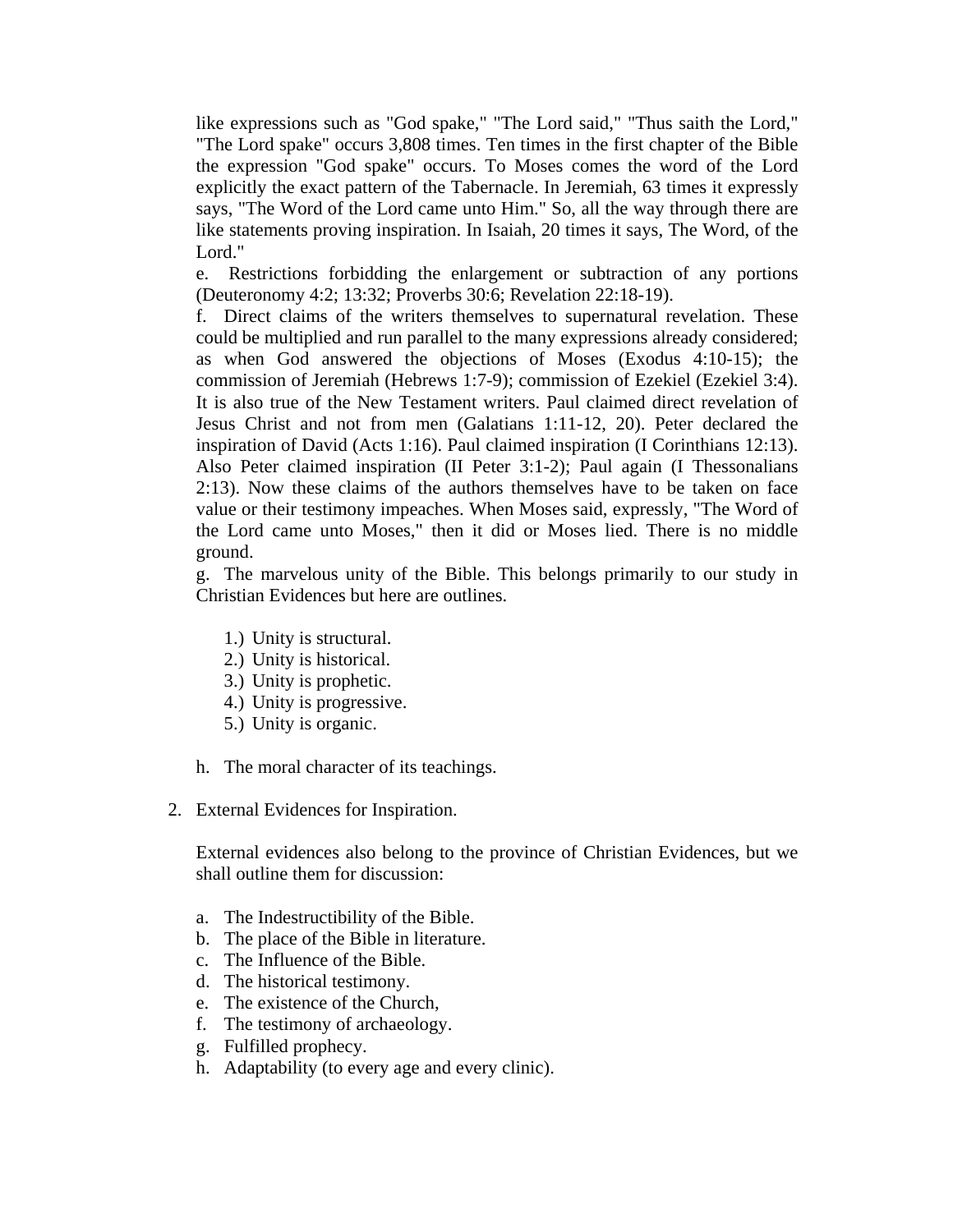like expressions such as "God spake," "The Lord said," "Thus saith the Lord," "The Lord spake" occurs 3,808 times. Ten times in the first chapter of the Bible the expression "God spake" occurs. To Moses comes the word of the Lord explicitly the exact pattern of the Tabernacle. In Jeremiah, 63 times it expressly says, "The Word of the Lord came unto Him." So, all the way through there are like statements proving inspiration. In Isaiah, 20 times it says, The Word, of the Lord."

e. Restrictions forbidding the enlargement or subtraction of any portions (Deuteronomy 4:2; 13:32; Proverbs 30:6; Revelation 22:18-19).

f. Direct claims of the writers themselves to supernatural revelation. These could be multiplied and run parallel to the many expressions already considered; as when God answered the objections of Moses (Exodus 4:10-15); the commission of Jeremiah (Hebrews 1:7-9); commission of Ezekiel (Ezekiel 3:4). It is also true of the New Testament writers. Paul claimed direct revelation of Jesus Christ and not from men (Galatians 1:11-12, 20). Peter declared the inspiration of David (Acts 1:16). Paul claimed inspiration (I Corinthians 12:13). Also Peter claimed inspiration (II Peter 3:1-2); Paul again (I Thessonalians 2:13). Now these claims of the authors themselves have to be taken on face value or their testimony impeaches. When Moses said, expressly, "The Word of the Lord came unto Moses," then it did or Moses lied. There is no middle ground.

g. The marvelous unity of the Bible. This belongs primarily to our study in Christian Evidences but here are outlines.

1.) Unity is structural.
2.) Unity is historical.
3.) Unity is prophetic.
4.) Unity is progressive.
5.) Unity is organic.

h. The moral character of its teachings.

2. External Evidences for Inspiration.

External evidences also belong to the province of Christian Evidences, but we shall outline them for discussion:

a. The Indestructibility of the Bible.
b. The place of the Bible in literature.
c. The Influence of the Bible.
d. The historical testimony.
e. The existence of the Church,
f. The testimony of archaeology.
g. Fulfilled prophecy.
h. Adaptability (to every age and every clinic).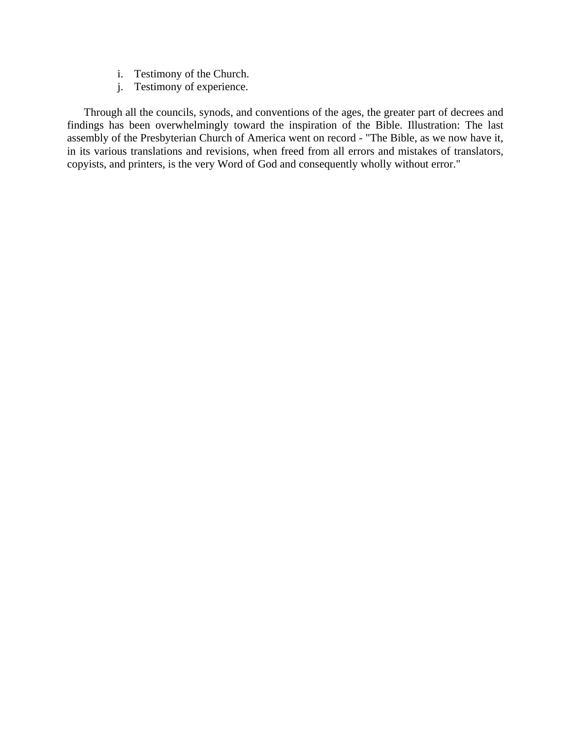i. Testimony of the Church.
j. Testimony of experience.

Through all the councils, synods, and conventions of the ages, the greater part of decrees and findings has been overwhelmingly toward the inspiration of the Bible. Illustration: The last assembly of the Presbyterian Church of America went on record - "The Bible, as we now have it, in its various translations and revisions, when freed from all errors and mistakes of translators, copyists, and printers, is the very Word of God and consequently wholly without error."